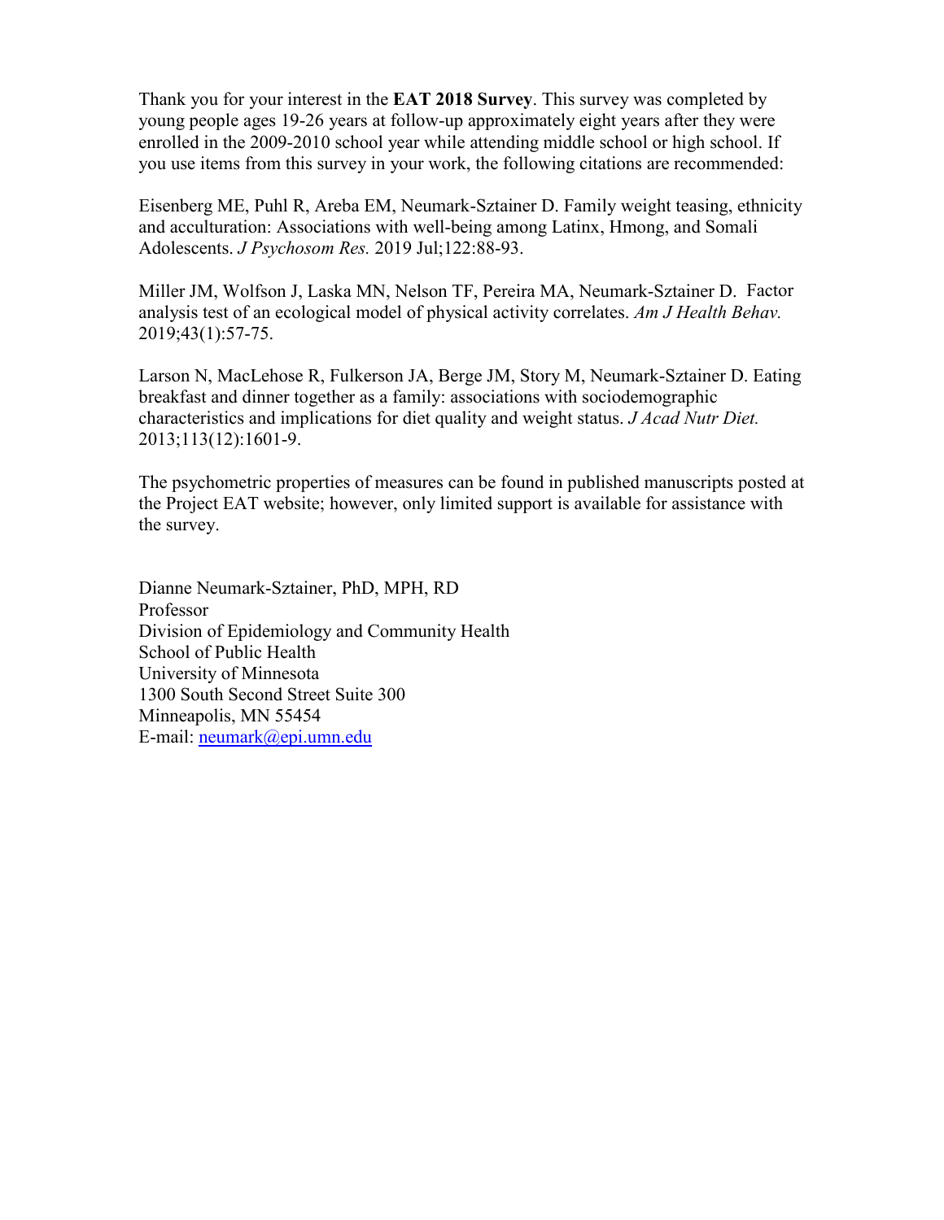Thank you for your interest in the **EAT 2018 Survey**. This survey was completed by young people ages 19-26 years at follow-up approximately eight years after they were enrolled in the 2009-2010 school year while attending middle school or high school. If you use items from this survey in your work, the following citations are recommended:

Eisenberg ME, Puhl R, Areba EM, Neumark-Sztainer D. Family weight teasing, ethnicity and acculturation: Associations with well-being among Latinx, Hmong, and Somali Adolescents. *J Psychosom Res.* 2019 Jul;122:88-93.

Miller JM, Wolfson J, Laska MN, Nelson TF, Pereira MA, Neumark-Sztainer D. Factor analysis test of an ecological model of physical activity correlates. *Am J Health Behav.* 2019;43(1):57-75.

Larson N, MacLehose R, Fulkerson JA, Berge JM, Story M, Neumark-Sztainer D. Eating breakfast and dinner together as a family: associations with sociodemographic characteristics and implications for diet quality and weight status. *J Acad Nutr Diet.* 2013;113(12):1601-9.

The psychometric properties of measures can be found in published manuscripts posted at the Project EAT website; however, only limited support is available for assistance with the survey.

Dianne Neumark-Sztainer, PhD, MPH, RD
Professor
Division of Epidemiology and Community Health
School of Public Health
University of Minnesota
1300 South Second Street Suite 300
Minneapolis, MN 55454
E-mail: neumark@epi.umn.edu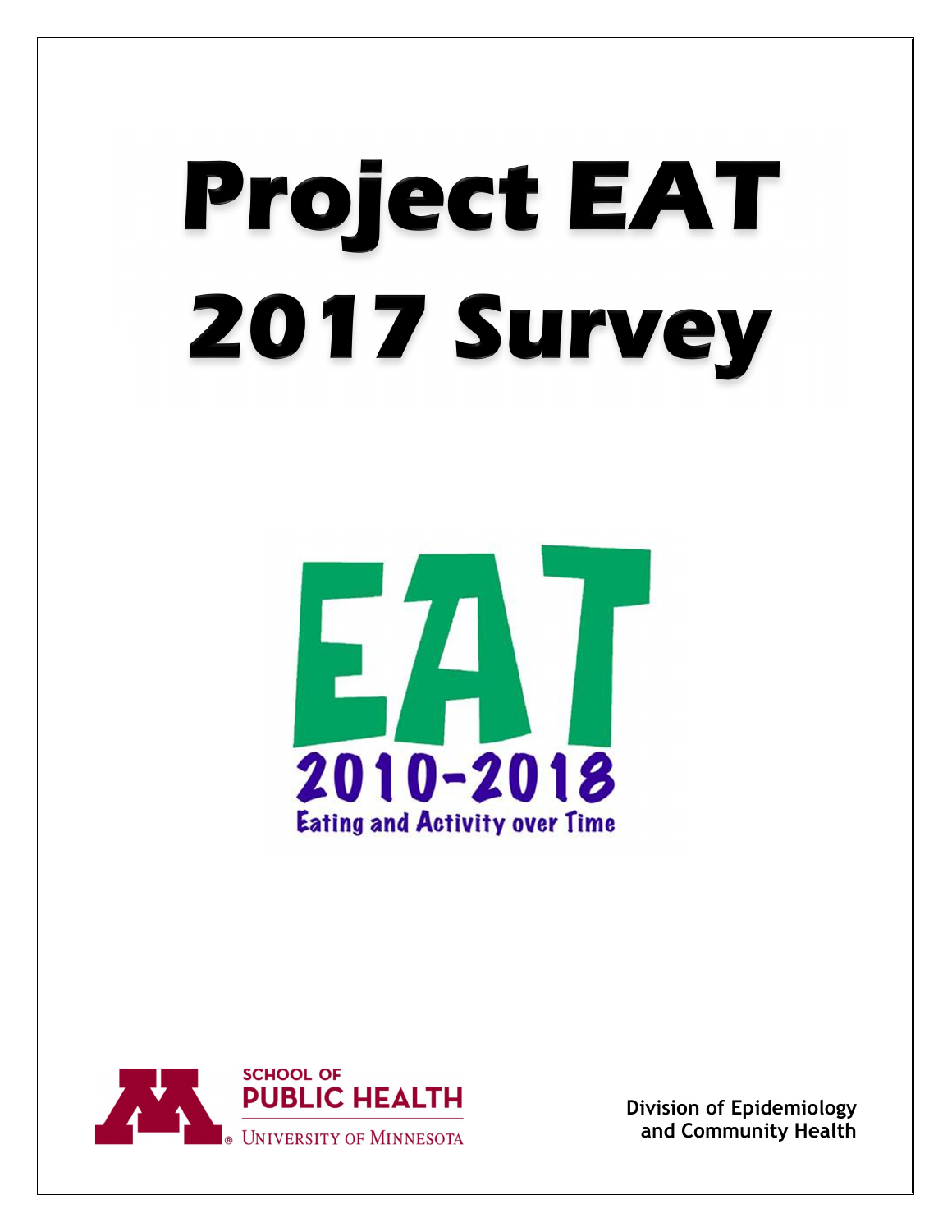# Project EAT 2017 Survey

EAT

2010-2018

Eating and Activity over Time

SCHOOL OF PUBLIC HEALTH

UNIVERSITY OF MINNESOTA

Division of Epidemiology and Community Health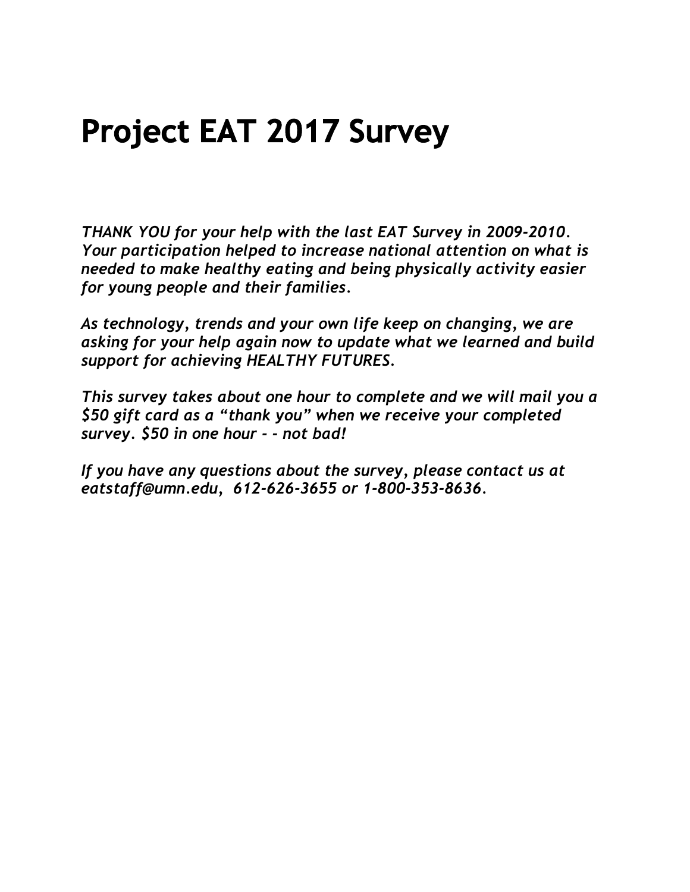# Project EAT 2017 Survey

*THANK YOU for your help with the last EAT Survey in 2009-2010. Your participation helped to increase national attention on what is needed to make healthy eating and being physically activity easier for young people and their families.*

*As technology, trends and your own life keep on changing, we are asking for your help again now to update what we learned and build support for achieving HEALTHY FUTURES.*

*This survey takes about one hour to complete and we will mail you a $50 gift card as a "thank you" when we receive your completed survey. $50 in one hour - - not bad!*

*If you have any questions about the survey, please contact us at eatstaff@umn.edu, 612-626-3655 or 1-800-353-8636.*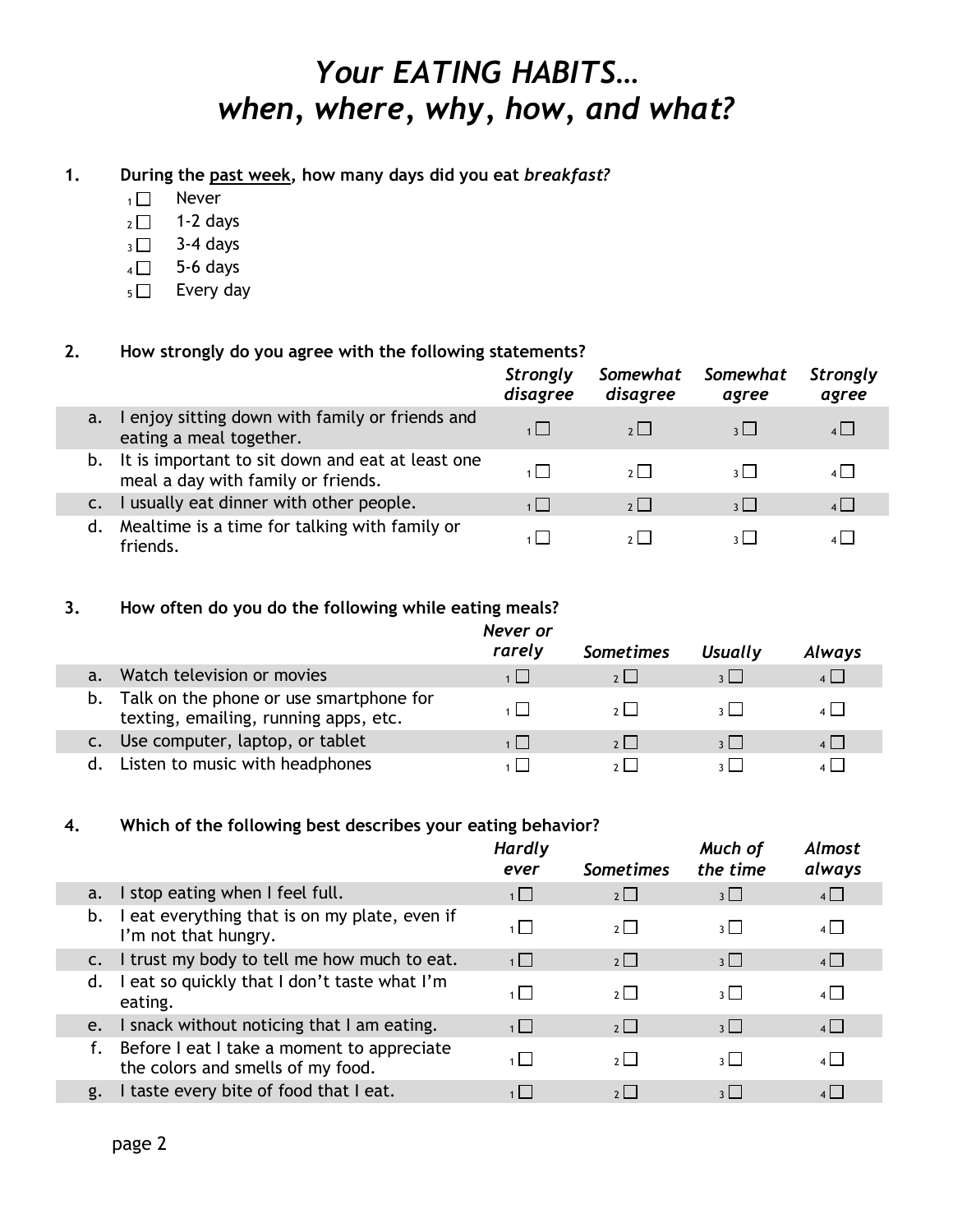# *Your EATING HABITS… when, where, why, how, and what?*

**1. During the past week, how many days did you eat *breakfast?***

- [1] ☐ Never
- [2] ☐ 1-2 days
- [3] ☐ 3-4 days
- [4] ☐ 5-6 days
- [5] ☐ Every day

**2. How strongly do you agree with the following statements?**

| | | *Strongly disagree* | *Somewhat disagree* | *Somewhat agree* | *Strongly agree* |
|---|---|---|---|---|---|
| a. | I enjoy sitting down with family or friends and eating a meal together. | 1 ☐ | 2 ☐ | 3 ☐ | 4 ☐ |
| b. | It is important to sit down and eat at least one meal a day with family or friends. | 1 ☐ | 2 ☐ | 3 ☐ | 4 ☐ |
| c. | I usually eat dinner with other people. | 1 ☐ | 2 ☐ | 3 ☐ | 4 ☐ |
| d. | Mealtime is a time for talking with family or friends. | 1 ☐ | 2 ☐ | 3 ☐ | 4 ☐ |

**3. How often do you do the following while eating meals?**

| | | *Never or rarely* | *Sometimes* | *Usually* | *Always* |
|---|---|---|---|---|---|
| a. | Watch television or movies | 1 ☐ | 2 ☐ | 3 ☐ | 4 ☐ |
| b. | Talk on the phone or use smartphone for texting, emailing, running apps, etc. | 1 ☐ | 2 ☐ | 3 ☐ | 4 ☐ |
| c. | Use computer, laptop, or tablet | 1 ☐ | 2 ☐ | 3 ☐ | 4 ☐ |
| d. | Listen to music with headphones | 1 ☐ | 2 ☐ | 3 ☐ | 4 ☐ |

**4. Which of the following best describes your eating behavior?**

| | | *Hardly ever* | *Sometimes* | *Much of the time* | *Almost always* |
|---|---|---|---|---|---|
| a. | I stop eating when I feel full. | 1 ☐ | 2 ☐ | 3 ☐ | 4 ☐ |
| b. | I eat everything that is on my plate, even if I'm not that hungry. | 1 ☐ | 2 ☐ | 3 ☐ | 4 ☐ |
| c. | I trust my body to tell me how much to eat. | 1 ☐ | 2 ☐ | 3 ☐ | 4 ☐ |
| d. | I eat so quickly that I don't taste what I'm eating. | 1 ☐ | 2 ☐ | 3 ☐ | 4 ☐ |
| e. | I snack without noticing that I am eating. | 1 ☐ | 2 ☐ | 3 ☐ | 4 ☐ |
| f. | Before I eat I take a moment to appreciate the colors and smells of my food. | 1 ☐ | 2 ☐ | 3 ☐ | 4 ☐ |
| g. | I taste every bite of food that I eat. | 1 ☐ | 2 ☐ | 3 ☐ | 4 ☐ |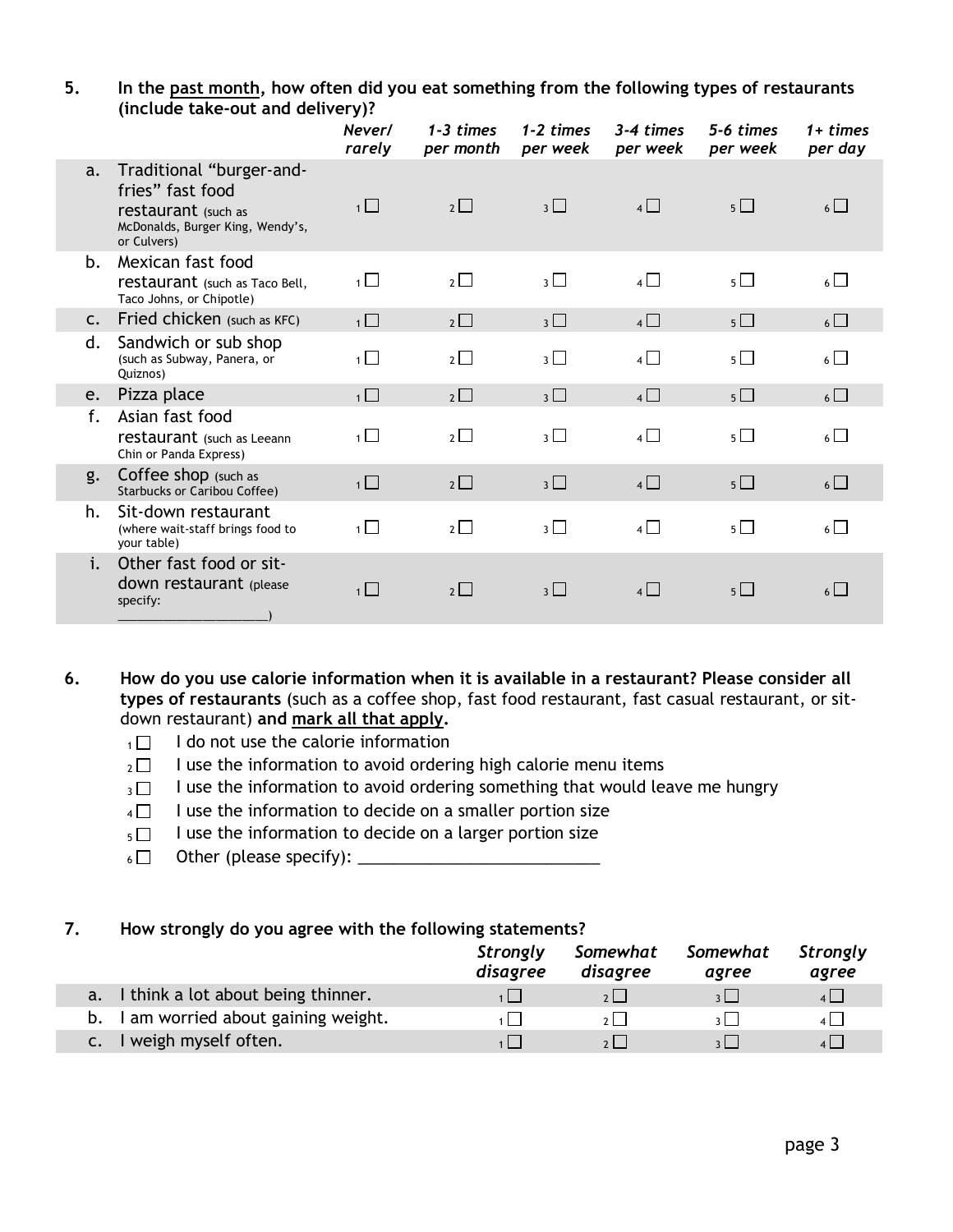**5. In the past month, how often did you eat something from the following types of restaurants (include take-out and delivery)?**

| | | *Never/ rarely* | *1-3 times per month* | *1-2 times per week* | *3-4 times per week* | *5-6 times per week* | *1+ times per day* |
|---|---|---|---|---|---|---|---|
| a. | Traditional "burger-and-fries" fast food restaurant (such as McDonalds, Burger King, Wendy's, or Culvers) | 1 ☐ | 2 ☐ | 3 ☐ | 4 ☐ | 5 ☐ | 6 ☐ |
| b. | Mexican fast food restaurant (such as Taco Bell, Taco Johns, or Chipotle) | 1 ☐ | 2 ☐ | 3 ☐ | 4 ☐ | 5 ☐ | 6 ☐ |
| c. | Fried chicken (such as KFC) | 1 ☐ | 2 ☐ | 3 ☐ | 4 ☐ | 5 ☐ | 6 ☐ |
| d. | Sandwich or sub shop (such as Subway, Panera, or Quiznos) | 1 ☐ | 2 ☐ | 3 ☐ | 4 ☐ | 5 ☐ | 6 ☐ |
| e. | Pizza place | 1 ☐ | 2 ☐ | 3 ☐ | 4 ☐ | 5 ☐ | 6 ☐ |
| f. | Asian fast food restaurant (such as Leeann Chin or Panda Express) | 1 ☐ | 2 ☐ | 3 ☐ | 4 ☐ | 5 ☐ | 6 ☐ |
| g. | Coffee shop (such as Starbucks or Caribou Coffee) | 1 ☐ | 2 ☐ | 3 ☐ | 4 ☐ | 5 ☐ | 6 ☐ |
| h. | Sit-down restaurant (where wait-staff brings food to your table) | 1 ☐ | 2 ☐ | 3 ☐ | 4 ☐ | 5 ☐ | 6 ☐ |
| i. | Other fast food or sit-down restaurant (please specify: ____________________) | 1 ☐ | 2 ☐ | 3 ☐ | 4 ☐ | 5 ☐ | 6 ☐ |

**6. How do you use calorie information when it is available in a restaurant? Please consider all types of restaurants** (such as a coffee shop, fast food restaurant, fast casual restaurant, or sit-down restaurant) **and mark all that apply.**

1 ☐ I do not use the calorie information
2 ☐ I use the information to avoid ordering high calorie menu items
3 ☐ I use the information to avoid ordering something that would leave me hungry
4 ☐ I use the information to decide on a smaller portion size
5 ☐ I use the information to decide on a larger portion size
6 ☐ Other (please specify): ___________________________

**7. How strongly do you agree with the following statements?**

| | | *Strongly disagree* | *Somewhat disagree* | *Somewhat agree* | *Strongly agree* |
|---|---|---|---|---|---|
| a. | I think a lot about being thinner. | 1 ☐ | 2 ☐ | 3 ☐ | 4 ☐ |
| b. | I am worried about gaining weight. | 1 ☐ | 2 ☐ | 3 ☐ | 4 ☐ |
| c. | I weigh myself often. | 1 ☐ | 2 ☐ | 3 ☐ | 4 ☐ |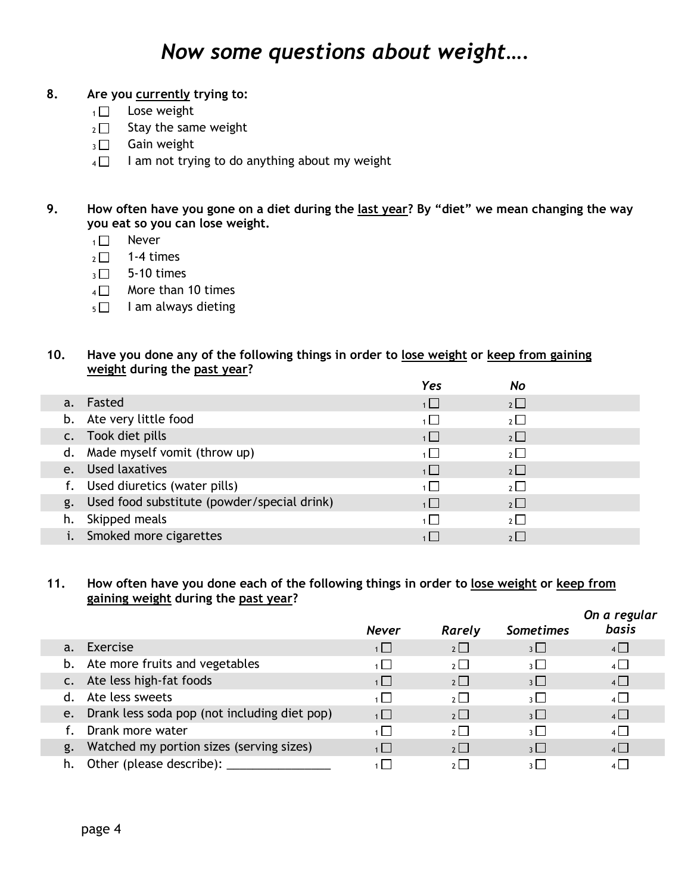# *Now some questions about weight….*

**8. Are you <u>currently</u> trying to:**

- 1 ☐ Lose weight
- 2 ☐ Stay the same weight
- 3 ☐ Gain weight
- 4 ☐ I am not trying to do anything about my weight

**9. How often have you gone on a diet during the <u>last year</u>? By "diet" we mean changing the way you eat so you can lose weight.**

- 1 ☐ Never
- 2 ☐ 1-4 times
- 3 ☐ 5-10 times
- 4 ☐ More than 10 times
- 5 ☐ I am always dieting

**10. Have you done any of the following things in order to <u>lose weight</u> or <u>keep from gaining weight</u> during the <u>past year</u>?**

| | | *Yes* | *No* |
|---|---|---|---|
| a. | Fasted | 1 ☐ | 2 ☐ |
| b. | Ate very little food | 1 ☐ | 2 ☐ |
| c. | Took diet pills | 1 ☐ | 2 ☐ |
| d. | Made myself vomit (throw up) | 1 ☐ | 2 ☐ |
| e. | Used laxatives | 1 ☐ | 2 ☐ |
| f. | Used diuretics (water pills) | 1 ☐ | 2 ☐ |
| g. | Used food substitute (powder/special drink) | 1 ☐ | 2 ☐ |
| h. | Skipped meals | 1 ☐ | 2 ☐ |
| i. | Smoked more cigarettes | 1 ☐ | 2 ☐ |

**11. How often have you done each of the following things in order to <u>lose weight</u> or <u>keep from gaining weight</u> during the <u>past year</u>?**

| | | *Never* | *Rarely* | *Sometimes* | *On a regular basis* |
|---|---|---|---|---|---|
| a. | Exercise | 1 ☐ | 2 ☐ | 3 ☐ | 4 ☐ |
| b. | Ate more fruits and vegetables | 1 ☐ | 2 ☐ | 3 ☐ | 4 ☐ |
| c. | Ate less high-fat foods | 1 ☐ | 2 ☐ | 3 ☐ | 4 ☐ |
| d. | Ate less sweets | 1 ☐ | 2 ☐ | 3 ☐ | 4 ☐ |
| e. | Drank less soda pop (not including diet pop) | 1 ☐ | 2 ☐ | 3 ☐ | 4 ☐ |
| f. | Drank more water | 1 ☐ | 2 ☐ | 3 ☐ | 4 ☐ |
| g. | Watched my portion sizes (serving sizes) | 1 ☐ | 2 ☐ | 3 ☐ | 4 ☐ |
| h. | Other (please describe): ________________ | 1 ☐ | 2 ☐ | 3 ☐ | 4 ☐ |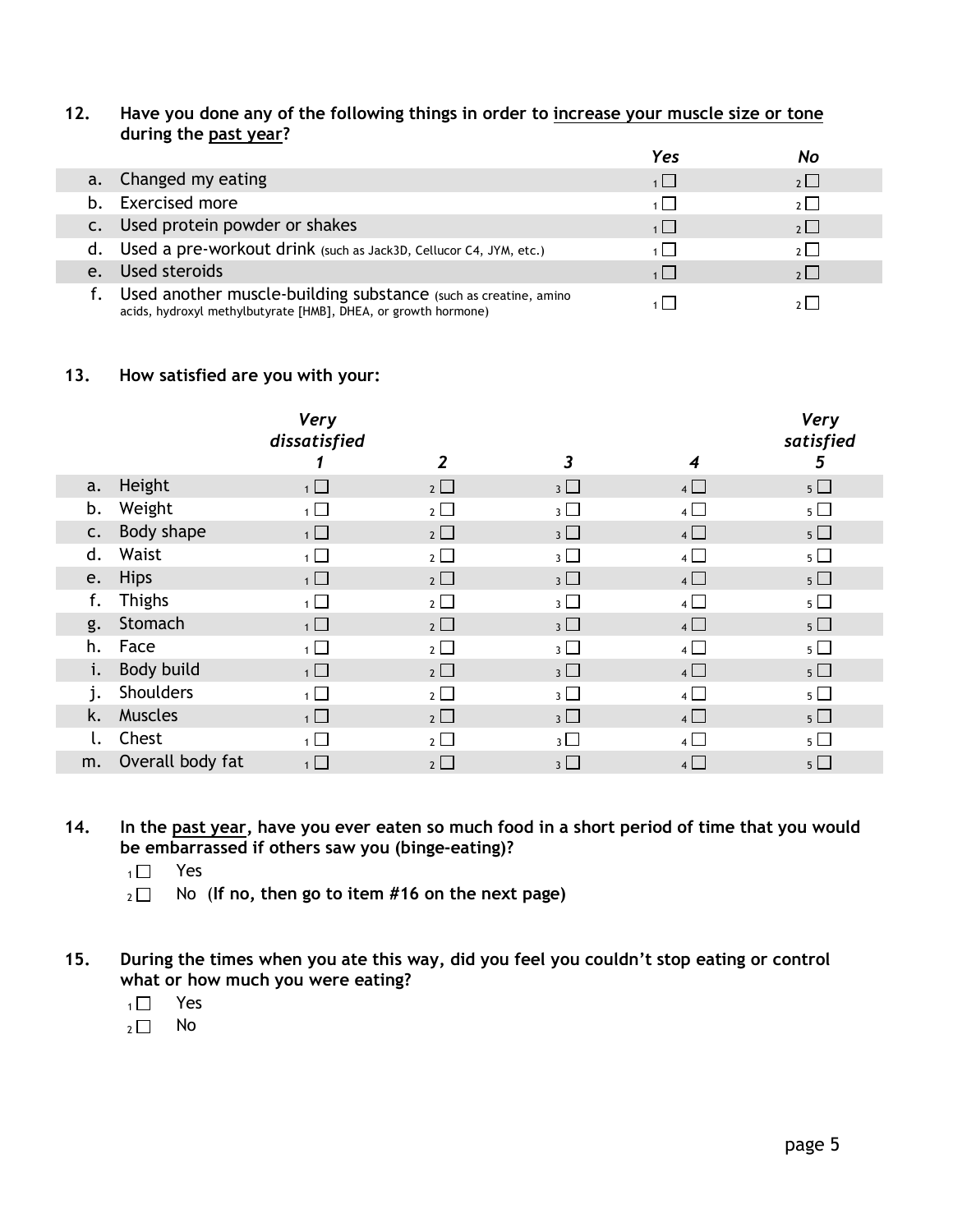**12. Have you done any of the following things in order to <u>increase your muscle size or tone</u> during the <u>past year</u>?**

| | | *Yes* | *No* |
|---|---|---|---|
| a. | Changed my eating | 1 ☐ | 2 ☐ |
| b. | Exercised more | 1 ☐ | 2 ☐ |
| c. | Used protein powder or shakes | 1 ☐ | 2 ☐ |
| d. | Used a pre-workout drink (such as Jack3D, Cellucor C4, JYM, etc.) | 1 ☐ | 2 ☐ |
| e. | Used steroids | 1 ☐ | 2 ☐ |
| f. | Used another muscle-building substance (such as creatine, amino acids, hydroxyl methylbutyrate [HMB], DHEA, or growth hormone) | 1 ☐ | 2 ☐ |

**13. How satisfied are you with your:**

| | | *Very dissatisfied* 1 | 2 | 3 | 4 | *Very satisfied* 5 |
|---|---|---|---|---|---|---|
| a. | Height | 1 ☐ | 2 ☐ | 3 ☐ | 4 ☐ | 5 ☐ |
| b. | Weight | 1 ☐ | 2 ☐ | 3 ☐ | 4 ☐ | 5 ☐ |
| c. | Body shape | 1 ☐ | 2 ☐ | 3 ☐ | 4 ☐ | 5 ☐ |
| d. | Waist | 1 ☐ | 2 ☐ | 3 ☐ | 4 ☐ | 5 ☐ |
| e. | Hips | 1 ☐ | 2 ☐ | 3 ☐ | 4 ☐ | 5 ☐ |
| f. | Thighs | 1 ☐ | 2 ☐ | 3 ☐ | 4 ☐ | 5 ☐ |
| g. | Stomach | 1 ☐ | 2 ☐ | 3 ☐ | 4 ☐ | 5 ☐ |
| h. | Face | 1 ☐ | 2 ☐ | 3 ☐ | 4 ☐ | 5 ☐ |
| i. | Body build | 1 ☐ | 2 ☐ | 3 ☐ | 4 ☐ | 5 ☐ |
| j. | Shoulders | 1 ☐ | 2 ☐ | 3 ☐ | 4 ☐ | 5 ☐ |
| k. | Muscles | 1 ☐ | 2 ☐ | 3 ☐ | 4 ☐ | 5 ☐ |
| l. | Chest | 1 ☐ | 2 ☐ | 3 ☐ | 4 ☐ | 5 ☐ |
| m. | Overall body fat | 1 ☐ | 2 ☐ | 3 ☐ | 4 ☐ | 5 ☐ |

**14. In the <u>past year</u>, have you ever eaten so much food in a short period of time that you would be embarrassed if others saw you (binge-eating)?**

1 ☐ Yes

2 ☐ No **(If no, then go to item #16 on the next page)**

**15. During the times when you ate this way, did you feel you couldn't stop eating or control what or how much you were eating?**

1 ☐ Yes

2 ☐ No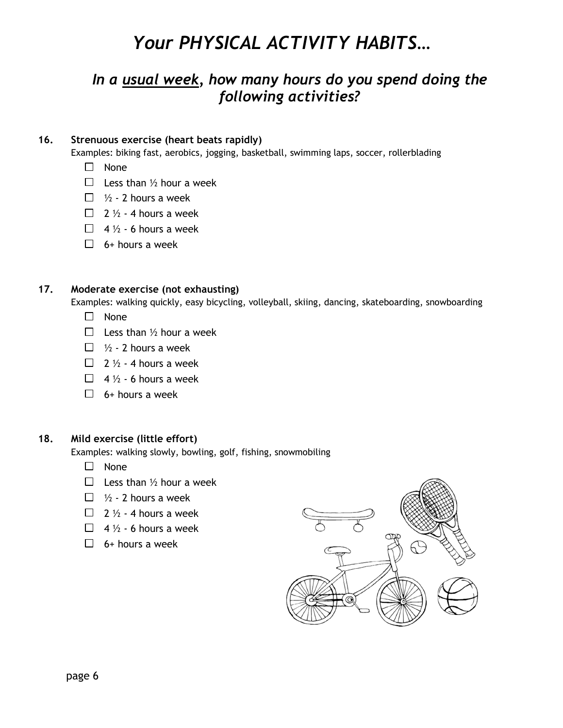# *Your PHYSICAL ACTIVITY HABITS…*

## *In a usual week, how many hours do you spend doing the following activities?*

**16. Strenuous exercise (heart beats rapidly)**

Examples: biking fast, aerobics, jogging, basketball, swimming laps, soccer, rollerblading

- ☐ None
- ☐ Less than ½ hour a week
- ☐ ½ - 2 hours a week
- ☐ 2 ½ - 4 hours a week
- ☐ 4 ½ - 6 hours a week
- ☐ 6+ hours a week

**17. Moderate exercise (not exhausting)**

Examples: walking quickly, easy bicycling, volleyball, skiing, dancing, skateboarding, snowboarding

- ☐ None
- ☐ Less than ½ hour a week
- ☐ ½ - 2 hours a week
- ☐ 2 ½ - 4 hours a week
- ☐ 4 ½ - 6 hours a week
- ☐ 6+ hours a week

**18. Mild exercise (little effort)**

Examples: walking slowly, bowling, golf, fishing, snowmobiling

- ☐ None
- ☐ Less than ½ hour a week
- ☐ ½ - 2 hours a week
- ☐ 2 ½ - 4 hours a week
- ☐ 4 ½ - 6 hours a week
- ☐ 6+ hours a week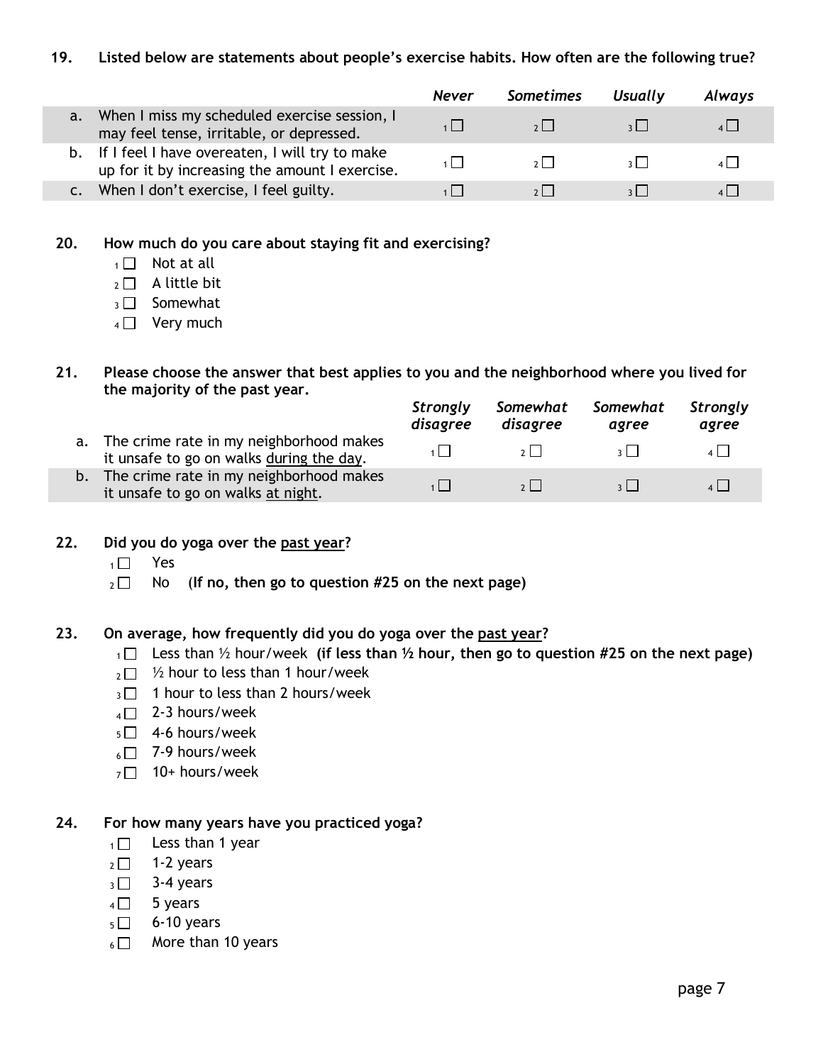**19. Listed below are statements about people's exercise habits. How often are the following true?**

| | *Never* | *Sometimes* | *Usually* | *Always* |
|---|---|---|---|---|
| a. When I miss my scheduled exercise session, I may feel tense, irritable, or depressed. | 1 ☐ | 2 ☐ | 3 ☐ | 4 ☐ |
| b. If I feel I have overeaten, I will try to make up for it by increasing the amount I exercise. | 1 ☐ | 2 ☐ | 3 ☐ | 4 ☐ |
| c. When I don't exercise, I feel guilty. | 1 ☐ | 2 ☐ | 3 ☐ | 4 ☐ |

**20. How much do you care about staying fit and exercising?**

- 1 ☐ Not at all
- 2 ☐ A little bit
- 3 ☐ Somewhat
- 4 ☐ Very much

**21. Please choose the answer that best applies to you and the neighborhood where you lived for the majority of the past year.**

| | *Strongly disagree* | *Somewhat disagree* | *Somewhat agree* | *Strongly agree* |
|---|---|---|---|---|
| a. The crime rate in my neighborhood makes it unsafe to go on walks <u>during the day</u>. | 1 ☐ | 2 ☐ | 3 ☐ | 4 ☐ |
| b. The crime rate in my neighborhood makes it unsafe to go on walks <u>at night</u>. | 1 ☐ | 2 ☐ | 3 ☐ | 4 ☐ |

**22. Did you do yoga over the <u>past year</u>?**

- 1 ☐ Yes
- 2 ☐ No **(If no, then go to question #25 on the next page)**

**23. On average, how frequently did you do yoga over the <u>past year</u>?**

- 1 ☐ Less than ½ hour/week **(if less than ½ hour, then go to question #25 on the next page)**
- 2 ☐ ½ hour to less than 1 hour/week
- 3 ☐ 1 hour to less than 2 hours/week
- 4 ☐ 2-3 hours/week
- 5 ☐ 4-6 hours/week
- 6 ☐ 7-9 hours/week
- 7 ☐ 10+ hours/week

**24. For how many years have you practiced yoga?**

- 1 ☐ Less than 1 year
- 2 ☐ 1-2 years
- 3 ☐ 3-4 years
- 4 ☐ 5 years
- 5 ☐ 6-10 years
- 6 ☐ More than 10 years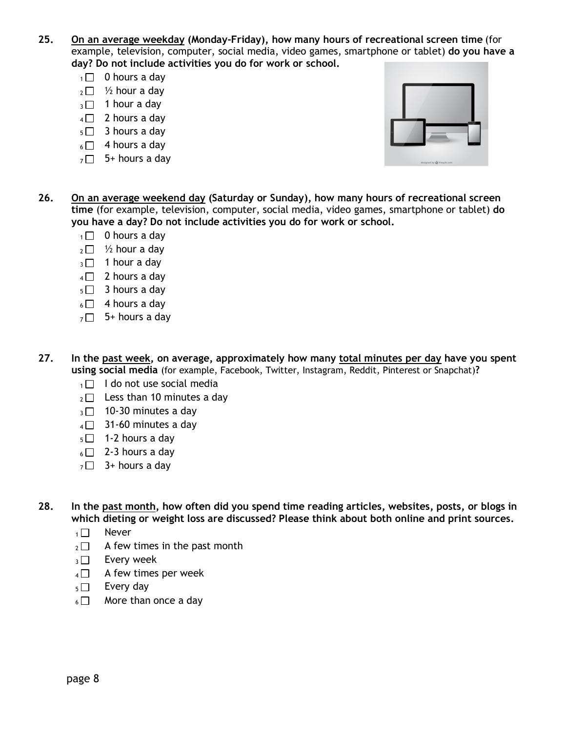**25.** **On an average weekday (Monday-Friday), how many hours of recreational screen time** (for example, television, computer, social media, video games, smartphone or tablet) **do you have a day? Do not include activities you do for work or school.**

- 1 ☐ 0 hours a day
- 2 ☐ ½ hour a day
- 3 ☐ 1 hour a day
- 4 ☐ 2 hours a day
- 5 ☐ 3 hours a day
- 6 ☐ 4 hours a day
- 7 ☐ 5+ hours a day

**26.** **On an average weekend day (Saturday or Sunday), how many hours of recreational screen time** (for example, television, computer, social media, video games, smartphone or tablet) **do you have a day? Do not include activities you do for work or school.**

- 1 ☐ 0 hours a day
- 2 ☐ ½ hour a day
- 3 ☐ 1 hour a day
- 4 ☐ 2 hours a day
- 5 ☐ 3 hours a day
- 6 ☐ 4 hours a day
- 7 ☐ 5+ hours a day

**27.** **In the past week, on average, approximately how many total minutes per day have you spent using social media** (for example, Facebook, Twitter, Instagram, Reddit, Pinterest or Snapchat)**?**

- 1 ☐ I do not use social media
- 2 ☐ Less than 10 minutes a day
- 3 ☐ 10-30 minutes a day
- 4 ☐ 31-60 minutes a day
- 5 ☐ 1-2 hours a day
- 6 ☐ 2-3 hours a day
- 7 ☐ 3+ hours a day

**28.** **In the past month, how often did you spend time reading articles, websites, posts, or blogs in which dieting or weight loss are discussed? Please think about both online and print sources.**

- 1 ☐ Never
- 2 ☐ A few times in the past month
- 3 ☐ Every week
- 4 ☐ A few times per week
- 5 ☐ Every day
- 6 ☐ More than once a day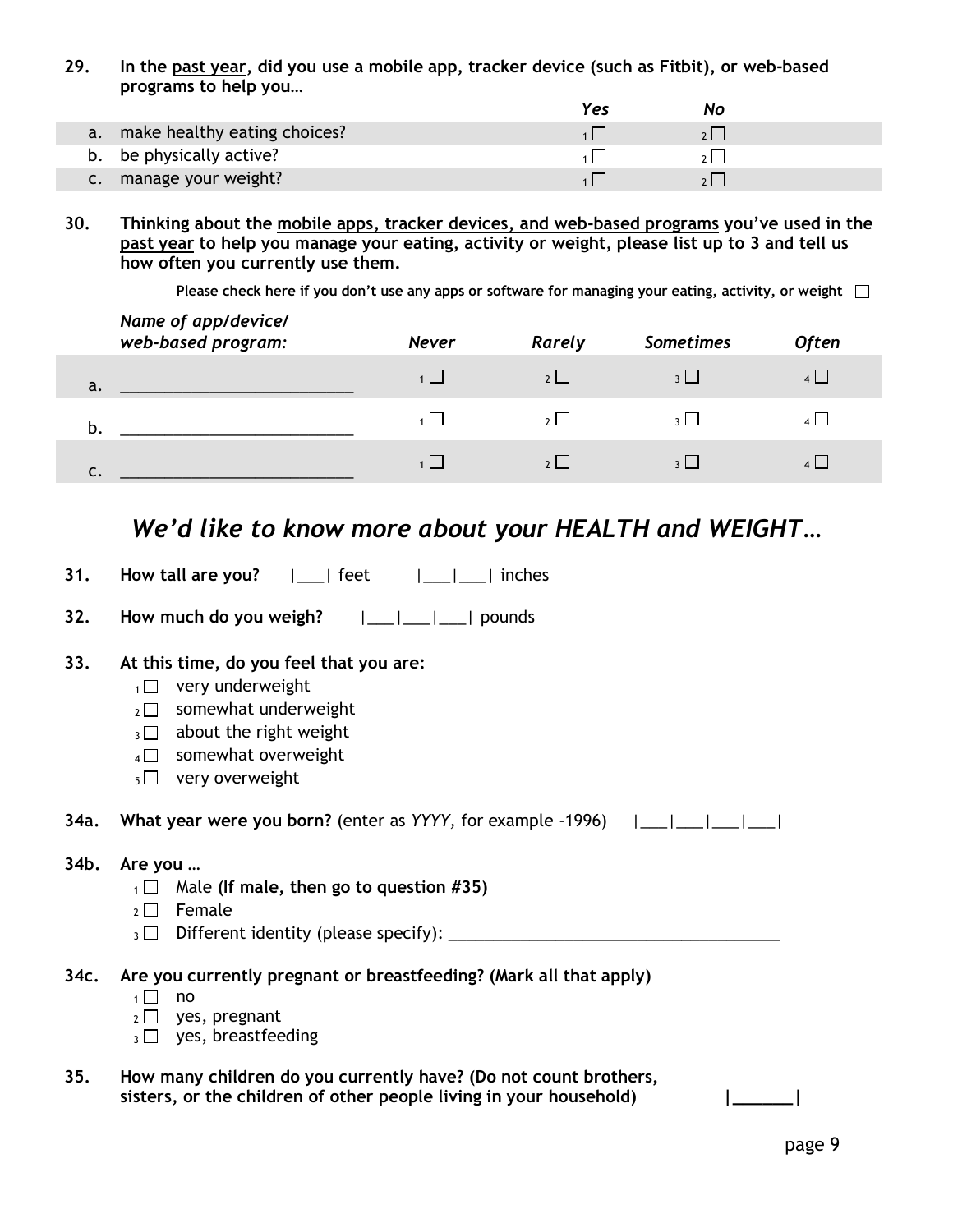**29. In the past year, did you use a mobile app, tracker device (such as Fitbit), or web-based programs to help you…**

| | *Yes* | *No* |
|---|---|---|
| a. make healthy eating choices? | 1 ☐ | 2 ☐ |
| b. be physically active? | 1 ☐ | 2 ☐ |
| c. manage your weight? | 1 ☐ | 2 ☐ |

**30. Thinking about the mobile apps, tracker devices, and web-based programs you've used in the past year to help you manage your eating, activity or weight, please list up to 3 and tell us how often you currently use them.**

**Please check here if you don't use any apps or software for managing your eating, activity, or weight** ☐

| *Name of app/device/ web-based program:* | *Never* | *Rarely* | *Sometimes* | *Often* |
|---|---|---|---|---|
| a. ________________________ | 1 ☐ | 2 ☐ | 3 ☐ | 4 ☐ |
| b. ________________________ | 1 ☐ | 2 ☐ | 3 ☐ | 4 ☐ |
| c. ________________________ | 1 ☐ | 2 ☐ | 3 ☐ | 4 ☐ |

## *We'd like to know more about your HEALTH and WEIGHT…*

**31. How tall are you?** |___| feet |___|___| inches

**32. How much do you weigh?** |___|___|___| pounds

**33. At this time, do you feel that you are:**

- 1 ☐ very underweight
- 2 ☐ somewhat underweight
- 3 ☐ about the right weight
- 4 ☐ somewhat overweight
- 5 ☐ very overweight

**34a. What year were you born?** (enter as *YYYY*, for example -1996) |___|___|___|___|

**34b. Are you …**

- 1 ☐ Male **(If male, then go to question #35)**
- 2 ☐ Female
- 3 ☐ Different identity (please specify): ______________________________

**34c. Are you currently pregnant or breastfeeding? (Mark all that apply)**

- 1 ☐ no
- 2 ☐ yes, pregnant
- 3 ☐ yes, breastfeeding

**35. How many children do you currently have? (Do not count brothers, sisters, or the children of other people living in your household)** |______|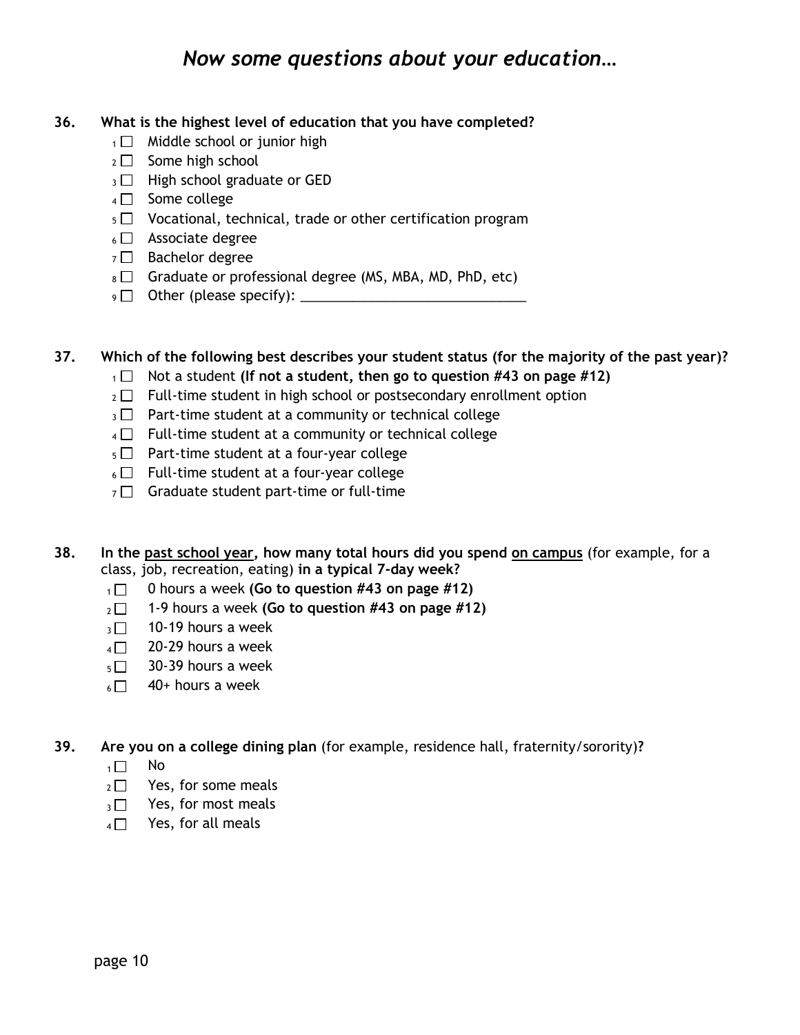# *Now some questions about your education…*

**36. What is the highest level of education that you have completed?**

- 1 ☐ Middle school or junior high
- 2 ☐ Some high school
- 3 ☐ High school graduate or GED
- 4 ☐ Some college
- 5 ☐ Vocational, technical, trade or other certification program
- 6 ☐ Associate degree
- 7 ☐ Bachelor degree
- 8 ☐ Graduate or professional degree (MS, MBA, MD, PhD, etc)
- 9 ☐ Other (please specify): ______________________________

**37. Which of the following best describes your student status (for the majority of the past year)?**

- 1 ☐ Not a student **(If not a student, then go to question #43 on page #12)**
- 2 ☐ Full-time student in high school or postsecondary enrollment option
- 3 ☐ Part-time student at a community or technical college
- 4 ☐ Full-time student at a community or technical college
- 5 ☐ Part-time student at a four-year college
- 6 ☐ Full-time student at a four-year college
- 7 ☐ Graduate student part-time or full-time

**38. In the <u>past school year</u>, how many total hours did you spend <u>on campus</u>** (for example, for a class, job, recreation, eating) **in a typical 7-day week?**

- 1 ☐ 0 hours a week **(Go to question #43 on page #12)**
- 2 ☐ 1-9 hours a week **(Go to question #43 on page #12)**
- 3 ☐ 10-19 hours a week
- 4 ☐ 20-29 hours a week
- 5 ☐ 30-39 hours a week
- 6 ☐ 40+ hours a week

**39. Are you on a college dining plan** (for example, residence hall, fraternity/sorority)**?**

- 1 ☐ No
- 2 ☐ Yes, for some meals
- 3 ☐ Yes, for most meals
- 4 ☐ Yes, for all meals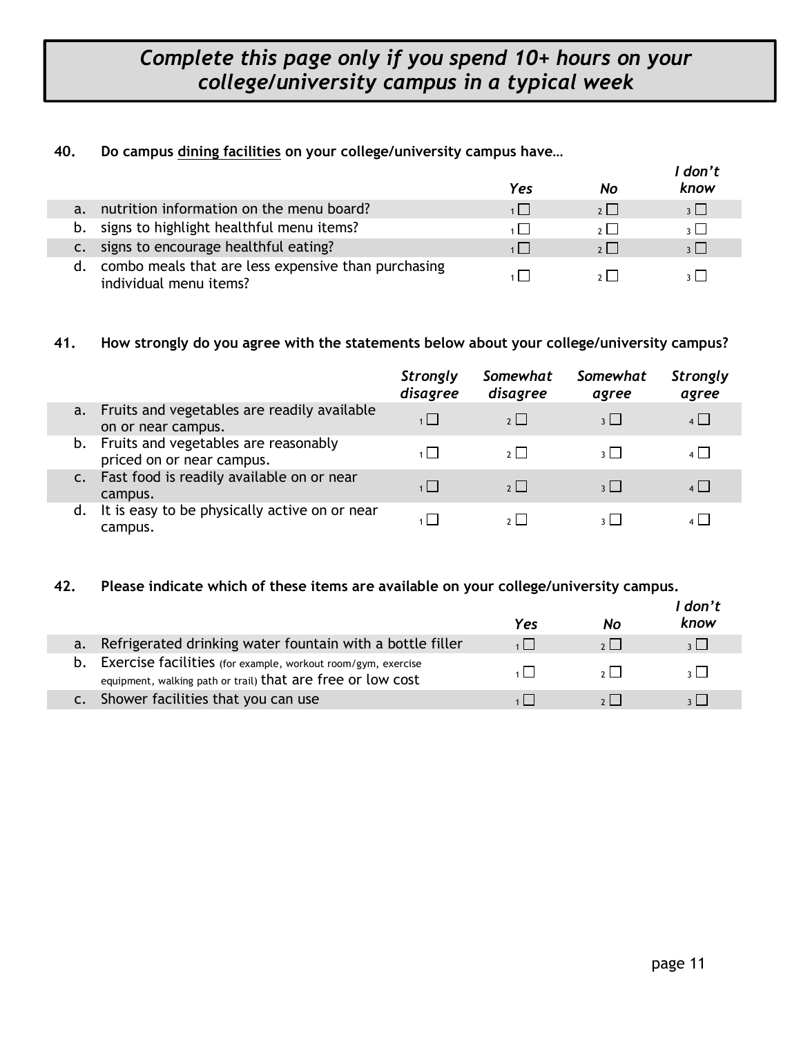## *Complete this page only if you spend 10+ hours on your college/university campus in a typical week*

**40. Do campus dining facilities on your college/university campus have…**

| | | *Yes* | *No* | *I don't know* |
|---|---|---|---|---|
| a. | nutrition information on the menu board? | 1 ☐ | 2 ☐ | 3 ☐ |
| b. | signs to highlight healthful menu items? | 1 ☐ | 2 ☐ | 3 ☐ |
| c. | signs to encourage healthful eating? | 1 ☐ | 2 ☐ | 3 ☐ |
| d. | combo meals that are less expensive than purchasing individual menu items? | 1 ☐ | 2 ☐ | 3 ☐ |

**41. How strongly do you agree with the statements below about your college/university campus?**

| | | *Strongly disagree* | *Somewhat disagree* | *Somewhat agree* | *Strongly agree* |
|---|---|---|---|---|---|
| a. | Fruits and vegetables are readily available on or near campus. | 1 ☐ | 2 ☐ | 3 ☐ | 4 ☐ |
| b. | Fruits and vegetables are reasonably priced on or near campus. | 1 ☐ | 2 ☐ | 3 ☐ | 4 ☐ |
| c. | Fast food is readily available on or near campus. | 1 ☐ | 2 ☐ | 3 ☐ | 4 ☐ |
| d. | It is easy to be physically active on or near campus. | 1 ☐ | 2 ☐ | 3 ☐ | 4 ☐ |

**42. Please indicate which of these items are available on your college/university campus.**

| | | *Yes* | *No* | *I don't know* |
|---|---|---|---|---|
| a. | Refrigerated drinking water fountain with a bottle filler | 1 ☐ | 2 ☐ | 3 ☐ |
| b. | Exercise facilities (for example, workout room/gym, exercise equipment, walking path or trail) that are free or low cost | 1 ☐ | 2 ☐ | 3 ☐ |
| c. | Shower facilities that you can use | 1 ☐ | 2 ☐ | 3 ☐ |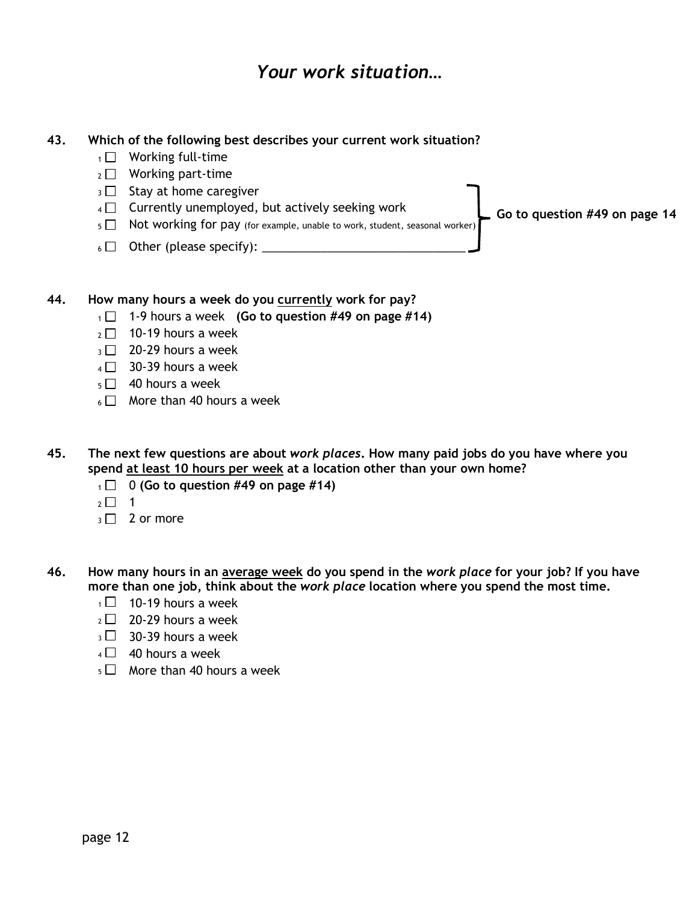# *Your work situation…*

**43. Which of the following best describes your current work situation?**

- 1 ☐ Working full-time
- 2 ☐ Working part-time
- 3 ☐ Stay at home caregiver
- 4 ☐ Currently unemployed, but actively seeking work
- 5 ☐ Not working for pay (for example, unable to work, student, seasonal worker)
- 6 ☐ Other (please specify): ______________________________

**Go to question #49 on page 14** (for options 3–6)

**44. How many hours a week do you <u>currently</u> work for pay?**

- 1 ☐ 1-9 hours a week **(Go to question #49 on page #14)**
- 2 ☐ 10-19 hours a week
- 3 ☐ 20-29 hours a week
- 4 ☐ 30-39 hours a week
- 5 ☐ 40 hours a week
- 6 ☐ More than 40 hours a week

**45. The next few questions are about *work places*. How many paid jobs do you have where you spend <u>at least 10 hours per week</u> at a location other than your own home?**

- 1 ☐ 0 **(Go to question #49 on page #14)**
- 2 ☐ 1
- 3 ☐ 2 or more

**46. How many hours in an <u>average week</u> do you spend in the *work place* for your job? If you have more than one job, think about the *work place* location where you spend the most time.**

- 1 ☐ 10-19 hours a week
- 2 ☐ 20-29 hours a week
- 3 ☐ 30-39 hours a week
- 4 ☐ 40 hours a week
- 5 ☐ More than 40 hours a week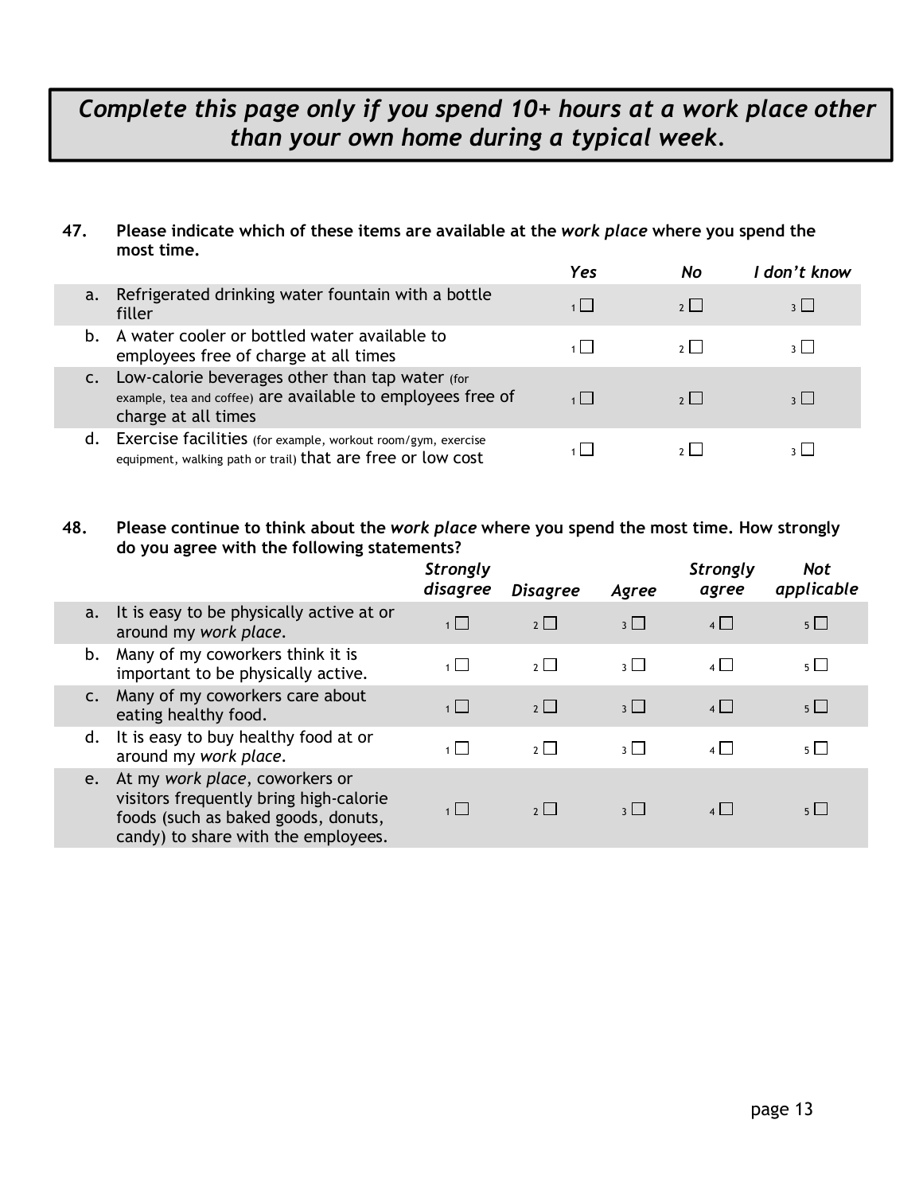***Complete this page only if you spend 10+ hours at a work place other than your own home during a typical week.***

**47. Please indicate which of these items are available at the *work place* where you spend the most time.**

| | | *Yes* | *No* | *I don't know* |
|---|---|---|---|---|
| a. | Refrigerated drinking water fountain with a bottle filler | 1 ☐ | 2 ☐ | 3 ☐ |
| b. | A water cooler or bottled water available to employees free of charge at all times | 1 ☐ | 2 ☐ | 3 ☐ |
| c. | Low-calorie beverages other than tap water (for example, tea and coffee) are available to employees free of charge at all times | 1 ☐ | 2 ☐ | 3 ☐ |
| d. | Exercise facilities (for example, workout room/gym, exercise equipment, walking path or trail) that are free or low cost | 1 ☐ | 2 ☐ | 3 ☐ |

**48. Please continue to think about the *work place* where you spend the most time. How strongly do you agree with the following statements?**

| | | *Strongly disagree* | *Disagree* | *Agree* | *Strongly agree* | *Not applicable* |
|---|---|---|---|---|---|---|
| a. | It is easy to be physically active at or around my *work place*. | 1 ☐ | 2 ☐ | 3 ☐ | 4 ☐ | 5 ☐ |
| b. | Many of my coworkers think it is important to be physically active. | 1 ☐ | 2 ☐ | 3 ☐ | 4 ☐ | 5 ☐ |
| c. | Many of my coworkers care about eating healthy food. | 1 ☐ | 2 ☐ | 3 ☐ | 4 ☐ | 5 ☐ |
| d. | It is easy to buy healthy food at or around my *work place*. | 1 ☐ | 2 ☐ | 3 ☐ | 4 ☐ | 5 ☐ |
| e. | At my *work place*, coworkers or visitors frequently bring high-calorie foods (such as baked goods, donuts, candy) to share with the employees. | 1 ☐ | 2 ☐ | 3 ☐ | 4 ☐ | 5 ☐ |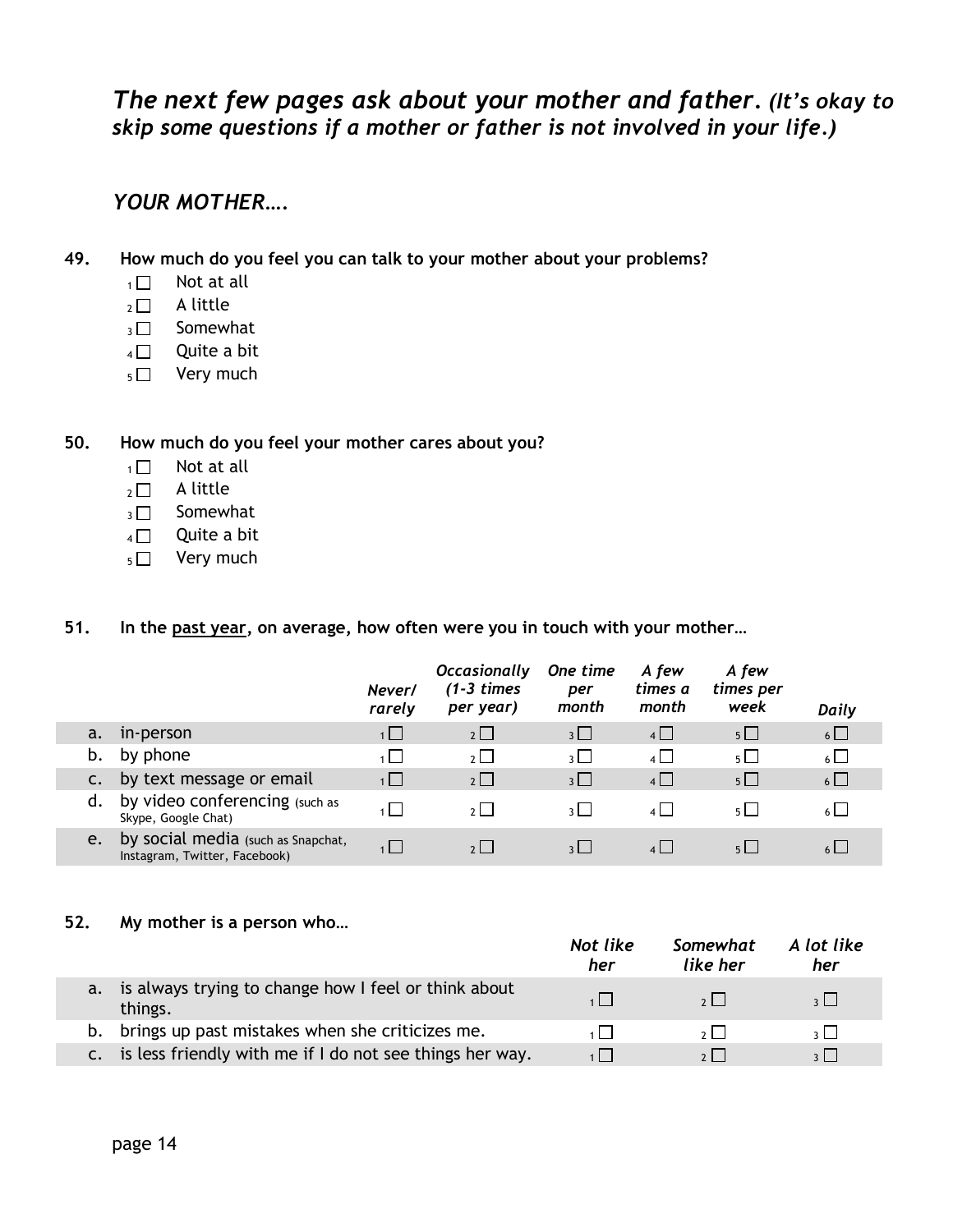## *The next few pages ask about your mother and father. (It's okay to skip some questions if a mother or father is not involved in your life.)*

### *YOUR MOTHER….*

**49. How much do you feel you can talk to your mother about your problems?**

- 1 ☐ Not at all
- 2 ☐ A little
- 3 ☐ Somewhat
- 4 ☐ Quite a bit
- 5 ☐ Very much

**50. How much do you feel your mother cares about you?**

- 1 ☐ Not at all
- 2 ☐ A little
- 3 ☐ Somewhat
- 4 ☐ Quite a bit
- 5 ☐ Very much

**51. In the past year, on average, how often were you in touch with your mother…**

| | | *Never/ rarely* | *Occasionally (1-3 times per year)* | *One time per month* | *A few times a month* | *A few times per week* | *Daily* |
|---|---|---|---|---|---|---|---|
| a. | in-person | 1 ☐ | 2 ☐ | 3 ☐ | 4 ☐ | 5 ☐ | 6 ☐ |
| b. | by phone | 1 ☐ | 2 ☐ | 3 ☐ | 4 ☐ | 5 ☐ | 6 ☐ |
| c. | by text message or email | 1 ☐ | 2 ☐ | 3 ☐ | 4 ☐ | 5 ☐ | 6 ☐ |
| d. | by video conferencing (such as Skype, Google Chat) | 1 ☐ | 2 ☐ | 3 ☐ | 4 ☐ | 5 ☐ | 6 ☐ |
| e. | by social media (such as Snapchat, Instagram, Twitter, Facebook) | 1 ☐ | 2 ☐ | 3 ☐ | 4 ☐ | 5 ☐ | 6 ☐ |

**52. My mother is a person who…**

| | | *Not like her* | *Somewhat like her* | *A lot like her* |
|---|---|---|---|---|
| a. | is always trying to change how I feel or think about things. | 1 ☐ | 2 ☐ | 3 ☐ |
| b. | brings up past mistakes when she criticizes me. | 1 ☐ | 2 ☐ | 3 ☐ |
| c. | is less friendly with me if I do not see things her way. | 1 ☐ | 2 ☐ | 3 ☐ |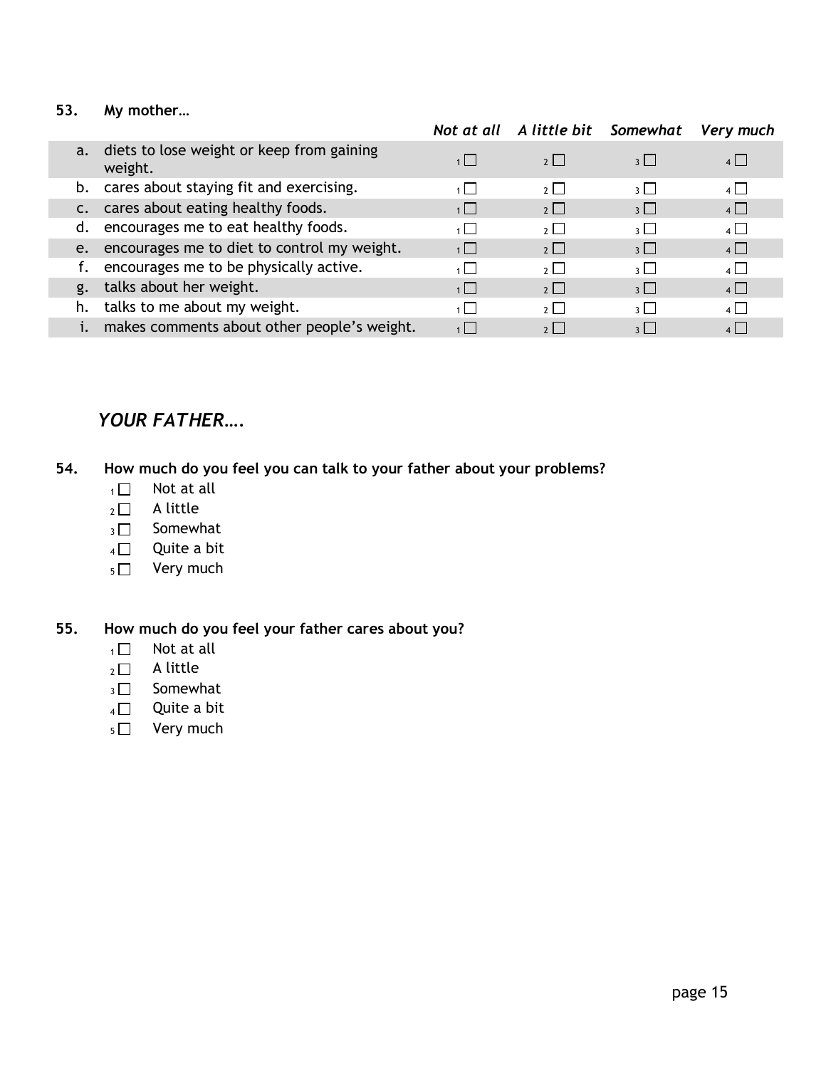**53. My mother…**

| | | *Not at all* | *A little bit* | *Somewhat* | *Very much* |
|---|---|---|---|---|---|
| a. | diets to lose weight or keep from gaining weight. | 1 ☐ | 2 ☐ | 3 ☐ | 4 ☐ |
| b. | cares about staying fit and exercising. | 1 ☐ | 2 ☐ | 3 ☐ | 4 ☐ |
| c. | cares about eating healthy foods. | 1 ☐ | 2 ☐ | 3 ☐ | 4 ☐ |
| d. | encourages me to eat healthy foods. | 1 ☐ | 2 ☐ | 3 ☐ | 4 ☐ |
| e. | encourages me to diet to control my weight. | 1 ☐ | 2 ☐ | 3 ☐ | 4 ☐ |
| f. | encourages me to be physically active. | 1 ☐ | 2 ☐ | 3 ☐ | 4 ☐ |
| g. | talks about her weight. | 1 ☐ | 2 ☐ | 3 ☐ | 4 ☐ |
| h. | talks to me about my weight. | 1 ☐ | 2 ☐ | 3 ☐ | 4 ☐ |
| i. | makes comments about other people's weight. | 1 ☐ | 2 ☐ | 3 ☐ | 4 ☐ |

## *YOUR FATHER….*

**54. How much do you feel you can talk to your father about your problems?**

1 ☐ Not at all
2 ☐ A little
3 ☐ Somewhat
4 ☐ Quite a bit
5 ☐ Very much

**55. How much do you feel your father cares about you?**

1 ☐ Not at all
2 ☐ A little
3 ☐ Somewhat
4 ☐ Quite a bit
5 ☐ Very much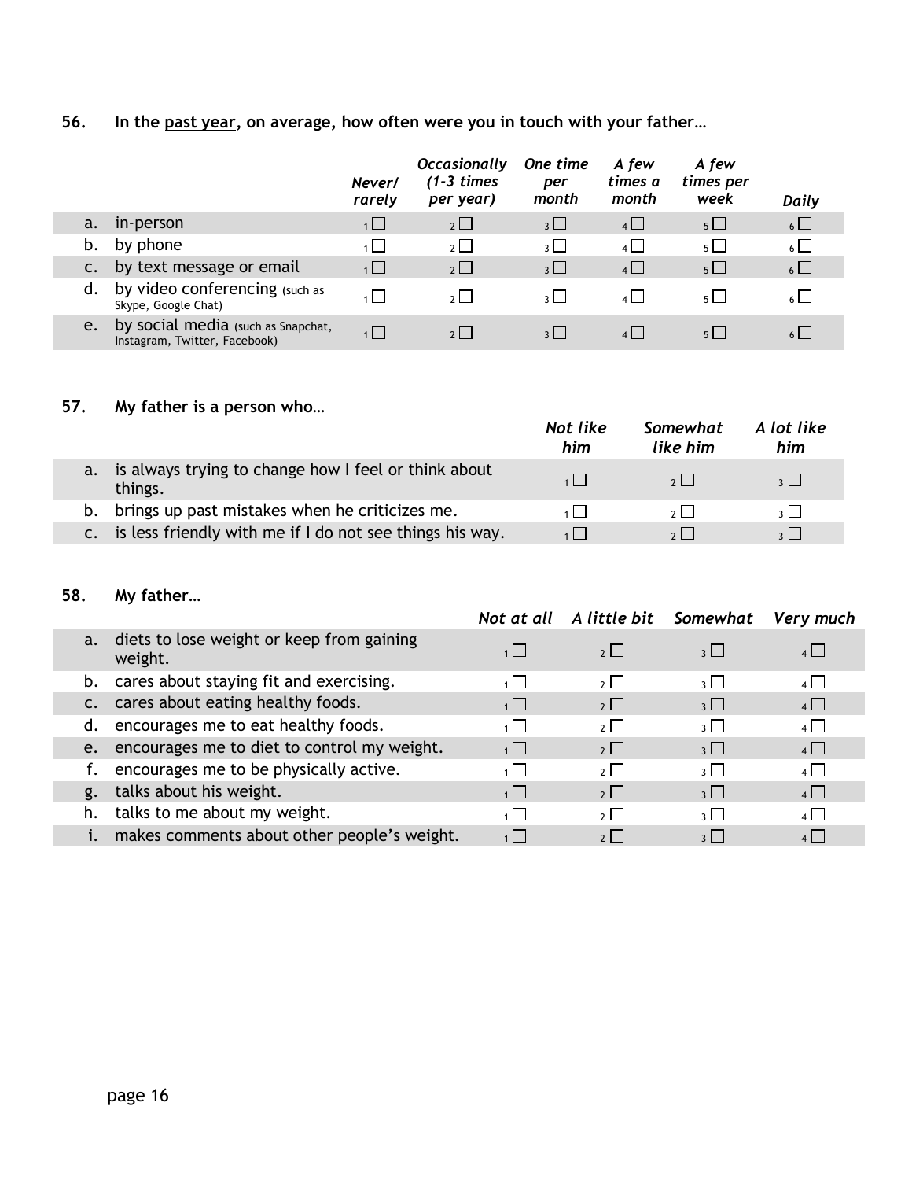**56. In the past year, on average, how often were you in touch with your father…**

| | *Never/ rarely* | *Occasionally (1-3 times per year)* | *One time per month* | *A few times a month* | *A few times per week* | *Daily* |
|---|---|---|---|---|---|---|
| a. in-person | 1 ☐ | 2 ☐ | 3 ☐ | 4 ☐ | 5 ☐ | 6 ☐ |
| b. by phone | 1 ☐ | 2 ☐ | 3 ☐ | 4 ☐ | 5 ☐ | 6 ☐ |
| c. by text message or email | 1 ☐ | 2 ☐ | 3 ☐ | 4 ☐ | 5 ☐ | 6 ☐ |
| d. by video conferencing (such as Skype, Google Chat) | 1 ☐ | 2 ☐ | 3 ☐ | 4 ☐ | 5 ☐ | 6 ☐ |
| e. by social media (such as Snapchat, Instagram, Twitter, Facebook) | 1 ☐ | 2 ☐ | 3 ☐ | 4 ☐ | 5 ☐ | 6 ☐ |

**57. My father is a person who…**

| | *Not like him* | *Somewhat like him* | *A lot like him* |
|---|---|---|---|
| a. is always trying to change how I feel or think about things. | 1 ☐ | 2 ☐ | 3 ☐ |
| b. brings up past mistakes when he criticizes me. | 1 ☐ | 2 ☐ | 3 ☐ |
| c. is less friendly with me if I do not see things his way. | 1 ☐ | 2 ☐ | 3 ☐ |

**58. My father…**

| | *Not at all* | *A little bit* | *Somewhat* | *Very much* |
|---|---|---|---|---|
| a. diets to lose weight or keep from gaining weight. | 1 ☐ | 2 ☐ | 3 ☐ | 4 ☐ |
| b. cares about staying fit and exercising. | 1 ☐ | 2 ☐ | 3 ☐ | 4 ☐ |
| c. cares about eating healthy foods. | 1 ☐ | 2 ☐ | 3 ☐ | 4 ☐ |
| d. encourages me to eat healthy foods. | 1 ☐ | 2 ☐ | 3 ☐ | 4 ☐ |
| e. encourages me to diet to control my weight. | 1 ☐ | 2 ☐ | 3 ☐ | 4 ☐ |
| f. encourages me to be physically active. | 1 ☐ | 2 ☐ | 3 ☐ | 4 ☐ |
| g. talks about his weight. | 1 ☐ | 2 ☐ | 3 ☐ | 4 ☐ |
| h. talks to me about my weight. | 1 ☐ | 2 ☐ | 3 ☐ | 4 ☐ |
| i. makes comments about other people's weight. | 1 ☐ | 2 ☐ | 3 ☐ | 4 ☐ |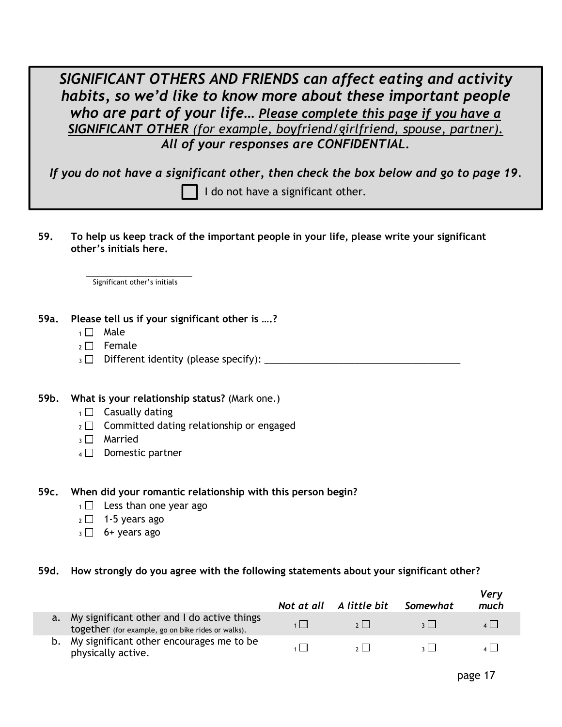***SIGNIFICANT OTHERS AND FRIENDS can affect eating and activity habits, so we'd like to know more about these important people who are part of your life…*** ***<u>Please complete this page if you have a SIGNIFICANT OTHER (for example, boyfriend/girlfriend, spouse, partner).</u>*** ***All of your responses are CONFIDENTIAL.***

***If you do not have a significant other, then check the box below and go to page 19.***

☐ I do not have a significant other.

**59. To help us keep track of the important people in your life, please write your significant other's initials here.**

\_\_\_\_\_\_\_\_\_\_\_\_\_\_\_\_\_\_\_\_\_\_\_
Significant other's initials

**59a. Please tell us if your significant other is ….?**

- 1 ☐ Male
- 2 ☐ Female
- 3 ☐ Different identity (please specify): \_\_\_\_\_\_\_\_\_\_\_\_\_\_\_\_\_\_\_\_\_\_\_\_\_\_\_\_\_\_\_\_\_\_\_\_

**59b. What is your relationship status?** (Mark one.)

- 1 ☐ Casually dating
- 2 ☐ Committed dating relationship or engaged
- 3 ☐ Married
- 4 ☐ Domestic partner

**59c. When did your romantic relationship with this person begin?**

- 1 ☐ Less than one year ago
- 2 ☐ 1-5 years ago
- 3 ☐ 6+ years ago

**59d. How strongly do you agree with the following statements about your significant other?**

| | *Not at all* | *A little bit* | *Somewhat* | *Very much* |
|---|---|---|---|---|
| a. My significant other and I do active things together (for example, go on bike rides or walks). | 1 ☐ | 2 ☐ | 3 ☐ | 4 ☐ |
| b. My significant other encourages me to be physically active. | 1 ☐ | 2 ☐ | 3 ☐ | 4 ☐ |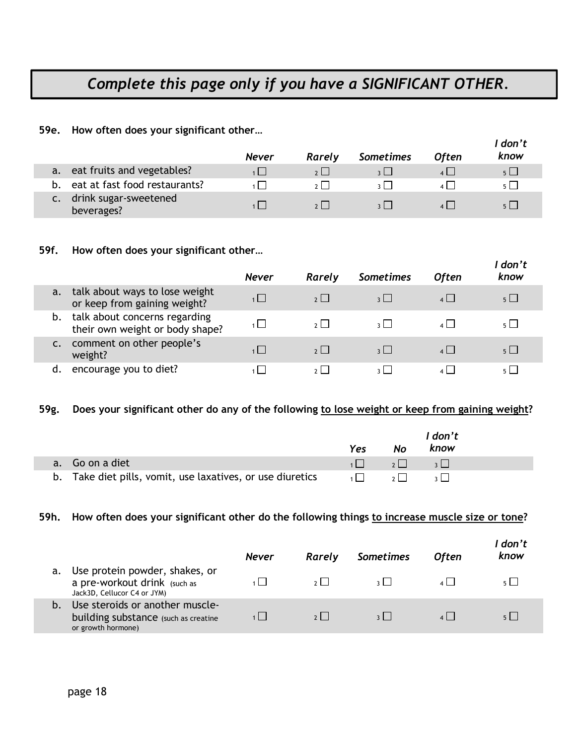# *Complete this page only if you have a SIGNIFICANT OTHER.*

**59e. How often does your significant other…**

| | | *Never* | *Rarely* | *Sometimes* | *Often* | *I don't know* |
|---|---|---|---|---|---|---|
| a. | eat fruits and vegetables? | 1☐ | 2☐ | 3☐ | 4☐ | 5☐ |
| b. | eat at fast food restaurants? | 1☐ | 2☐ | 3☐ | 4☐ | 5☐ |
| c. | drink sugar-sweetened beverages? | 1☐ | 2☐ | 3☐ | 4☐ | 5☐ |

**59f. How often does your significant other…**

| | | *Never* | *Rarely* | *Sometimes* | *Often* | *I don't know* |
|---|---|---|---|---|---|---|
| a. | talk about ways to lose weight or keep from gaining weight? | 1☐ | 2☐ | 3☐ | 4☐ | 5☐ |
| b. | talk about concerns regarding their own weight or body shape? | 1☐ | 2☐ | 3☐ | 4☐ | 5☐ |
| c. | comment on other people's weight? | 1☐ | 2☐ | 3☐ | 4☐ | 5☐ |
| d. | encourage you to diet? | 1☐ | 2☐ | 3☐ | 4☐ | 5☐ |

**59g. Does your significant other do any of the following to lose weight or keep from gaining weight?**

| | | *Yes* | *No* | *I don't know* |
|---|---|---|---|---|
| a. | Go on a diet | 1☐ | 2☐ | 3☐ |
| b. | Take diet pills, vomit, use laxatives, or use diuretics | 1☐ | 2☐ | 3☐ |

**59h. How often does your significant other do the following things to increase muscle size or tone?**

| | | *Never* | *Rarely* | *Sometimes* | *Often* | *I don't know* |
|---|---|---|---|---|---|---|
| a. | Use protein powder, shakes, or a pre-workout drink (such as Jack3D, Cellucor C4 or JYM) | 1☐ | 2☐ | 3☐ | 4☐ | 5☐ |
| b. | Use steroids or another muscle-building substance (such as creatine or growth hormone) | 1☐ | 2☐ | 3☐ | 4☐ | 5☐ |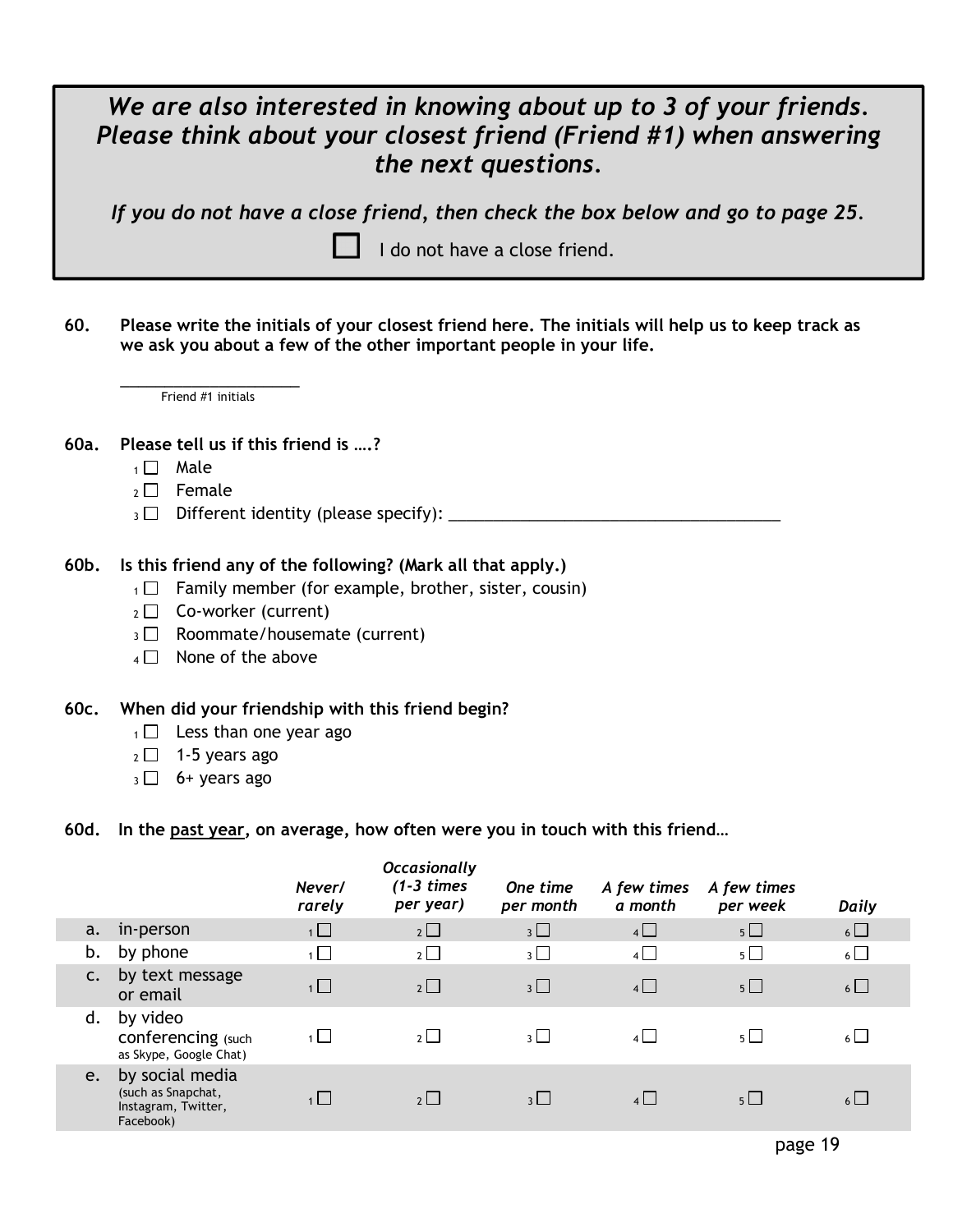*We are also interested in knowing about up to 3 of your friends. Please think about your closest friend (Friend #1) when answering the next questions.*

*If you do not have a close friend, then check the box below and go to page 25.*

☐ I do not have a close friend.

**60. Please write the initials of your closest friend here. The initials will help us to keep track as we ask you about a few of the other important people in your life.**

\_\_\_\_\_\_\_\_\_\_\_\_\_\_\_\_\_\_\_\_
Friend #1 initials

**60a. Please tell us if this friend is ….?**

- 1 ☐ Male
- 2 ☐ Female
- 3 ☐ Different identity (please specify): \_\_\_\_\_\_\_\_\_\_\_\_\_\_\_\_\_\_\_\_\_\_\_\_\_\_\_\_\_\_\_\_\_\_\_\_

**60b. Is this friend any of the following? (Mark all that apply.)**

- 1 ☐ Family member (for example, brother, sister, cousin)
- 2 ☐ Co-worker (current)
- 3 ☐ Roommate/housemate (current)
- 4 ☐ None of the above

**60c. When did your friendship with this friend begin?**

- 1 ☐ Less than one year ago
- 2 ☐ 1-5 years ago
- 3 ☐ 6+ years ago

**60d. In the past year, on average, how often were you in touch with this friend…**

| | | *Never/ rarely* | *Occasionally (1-3 times per year)* | *One time per month* | *A few times a month* | *A few times per week* | *Daily* |
|---|---|---|---|---|---|---|---|
| a. | in-person | 1 ☐ | 2 ☐ | 3 ☐ | 4 ☐ | 5 ☐ | 6 ☐ |
| b. | by phone | 1 ☐ | 2 ☐ | 3 ☐ | 4 ☐ | 5 ☐ | 6 ☐ |
| c. | by text message or email | 1 ☐ | 2 ☐ | 3 ☐ | 4 ☐ | 5 ☐ | 6 ☐ |
| d. | by video conferencing (such as Skype, Google Chat) | 1 ☐ | 2 ☐ | 3 ☐ | 4 ☐ | 5 ☐ | 6 ☐ |
| e. | by social media (such as Snapchat, Instagram, Twitter, Facebook) | 1 ☐ | 2 ☐ | 3 ☐ | 4 ☐ | 5 ☐ | 6 ☐ |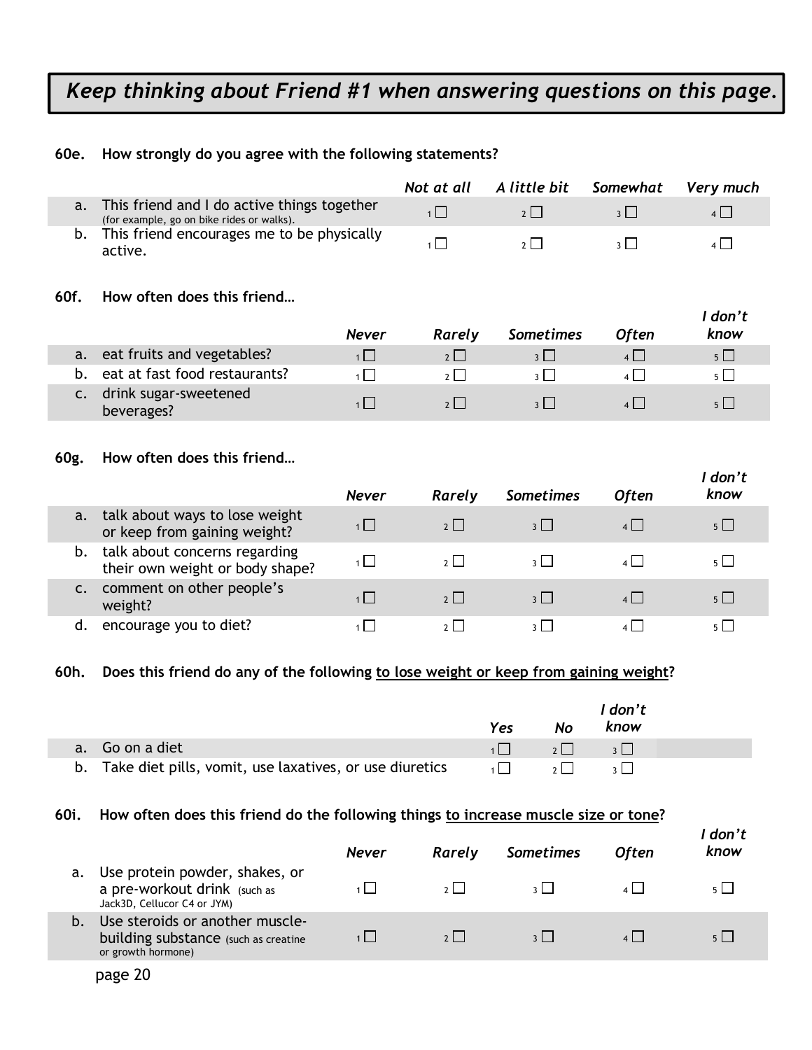## *Keep thinking about Friend #1 when answering questions on this page.*

**60e. How strongly do you agree with the following statements?**

| | *Not at all* | *A little bit* | *Somewhat* | *Very much* |
|---|---|---|---|---|
| a. This friend and I do active things together (for example, go on bike rides or walks). | 1 ☐ | 2 ☐ | 3 ☐ | 4 ☐ |
| b. This friend encourages me to be physically active. | 1 ☐ | 2 ☐ | 3 ☐ | 4 ☐ |

**60f. How often does this friend…**

| | *Never* | *Rarely* | *Sometimes* | *Often* | *I don't know* |
|---|---|---|---|---|---|
| a. eat fruits and vegetables? | 1 ☐ | 2 ☐ | 3 ☐ | 4 ☐ | 5 ☐ |
| b. eat at fast food restaurants? | 1 ☐ | 2 ☐ | 3 ☐ | 4 ☐ | 5 ☐ |
| c. drink sugar-sweetened beverages? | 1 ☐ | 2 ☐ | 3 ☐ | 4 ☐ | 5 ☐ |

**60g. How often does this friend…**

| | *Never* | *Rarely* | *Sometimes* | *Often* | *I don't know* |
|---|---|---|---|---|---|
| a. talk about ways to lose weight or keep from gaining weight? | 1 ☐ | 2 ☐ | 3 ☐ | 4 ☐ | 5 ☐ |
| b. talk about concerns regarding their own weight or body shape? | 1 ☐ | 2 ☐ | 3 ☐ | 4 ☐ | 5 ☐ |
| c. comment on other people's weight? | 1 ☐ | 2 ☐ | 3 ☐ | 4 ☐ | 5 ☐ |
| d. encourage you to diet? | 1 ☐ | 2 ☐ | 3 ☐ | 4 ☐ | 5 ☐ |

**60h. Does this friend do any of the following <u>to lose weight or keep from gaining weight</u>?**

| | *Yes* | *No* | *I don't know* |
|---|---|---|---|
| a. Go on a diet | 1 ☐ | 2 ☐ | 3 ☐ |
| b. Take diet pills, vomit, use laxatives, or use diuretics | 1 ☐ | 2 ☐ | 3 ☐ |

**60i. How often does this friend do the following things <u>to increase muscle size or tone</u>?**

| | *Never* | *Rarely* | *Sometimes* | *Often* | *I don't know* |
|---|---|---|---|---|---|
| a. Use protein powder, shakes, or a pre-workout drink (such as Jack3D, Cellucor C4 or JYM) | 1 ☐ | 2 ☐ | 3 ☐ | 4 ☐ | 5 ☐ |
| b. Use steroids or another muscle-building substance (such as creatine or growth hormone) | 1 ☐ | 2 ☐ | 3 ☐ | 4 ☐ | 5 ☐ |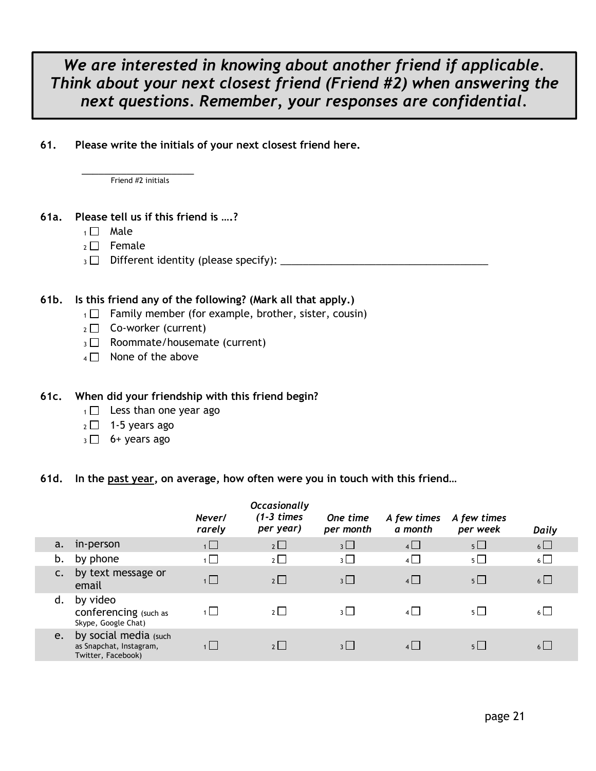***We are interested in knowing about another friend if applicable. Think about your next closest friend (Friend #2) when answering the next questions. Remember, your responses are confidential.***

**61. Please write the initials of your next closest friend here.**

______________________
Friend #2 initials

**61a. Please tell us if this friend is ….?**

- 1 ☐ Male
- 2 ☐ Female
- 3 ☐ Different identity (please specify): ____________________________________

**61b. Is this friend any of the following? (Mark all that apply.)**

- 1 ☐ Family member (for example, brother, sister, cousin)
- 2 ☐ Co-worker (current)
- 3 ☐ Roommate/housemate (current)
- 4 ☐ None of the above

**61c. When did your friendship with this friend begin?**

- 1 ☐ Less than one year ago
- 2 ☐ 1-5 years ago
- 3 ☐ 6+ years ago

**61d. In the past year, on average, how often were you in touch with this friend…**

| | | *Never/ rarely* | *Occasionally (1-3 times per year)* | *One time per month* | *A few times a month* | *A few times per week* | *Daily* |
|---|---|---|---|---|---|---|---|
| a. | in-person | 1 ☐ | 2 ☐ | 3 ☐ | 4 ☐ | 5 ☐ | 6 ☐ |
| b. | by phone | 1 ☐ | 2 ☐ | 3 ☐ | 4 ☐ | 5 ☐ | 6 ☐ |
| c. | by text message or email | 1 ☐ | 2 ☐ | 3 ☐ | 4 ☐ | 5 ☐ | 6 ☐ |
| d. | by video conferencing (such as Skype, Google Chat) | 1 ☐ | 2 ☐ | 3 ☐ | 4 ☐ | 5 ☐ | 6 ☐ |
| e. | by social media (such as Snapchat, Instagram, Twitter, Facebook) | 1 ☐ | 2 ☐ | 3 ☐ | 4 ☐ | 5 ☐ | 6 ☐ |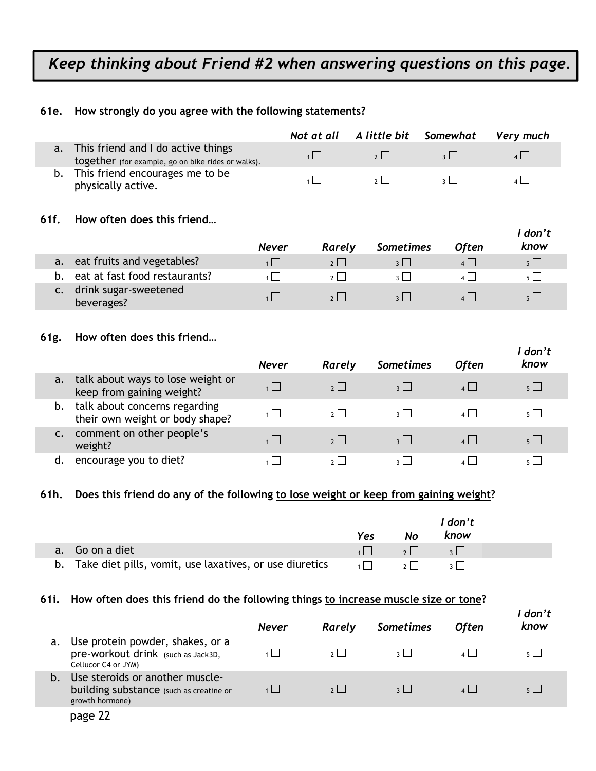## *Keep thinking about Friend #2 when answering questions on this page.*

**61e. How strongly do you agree with the following statements?**

| | *Not at all* | *A little bit* | *Somewhat* | *Very much* |
|---|---|---|---|---|
| a. This friend and I do active things together (for example, go on bike rides or walks). | 1 ☐ | 2 ☐ | 3 ☐ | 4 ☐ |
| b. This friend encourages me to be physically active. | 1 ☐ | 2 ☐ | 3 ☐ | 4 ☐ |

**61f. How often does this friend…**

| | *Never* | *Rarely* | *Sometimes* | *Often* | *I don't know* |
|---|---|---|---|---|---|
| a. eat fruits and vegetables? | 1 ☐ | 2 ☐ | 3 ☐ | 4 ☐ | 5 ☐ |
| b. eat at fast food restaurants? | 1 ☐ | 2 ☐ | 3 ☐ | 4 ☐ | 5 ☐ |
| c. drink sugar-sweetened beverages? | 1 ☐ | 2 ☐ | 3 ☐ | 4 ☐ | 5 ☐ |

**61g. How often does this friend…**

| | *Never* | *Rarely* | *Sometimes* | *Often* | *I don't know* |
|---|---|---|---|---|---|
| a. talk about ways to lose weight or keep from gaining weight? | 1 ☐ | 2 ☐ | 3 ☐ | 4 ☐ | 5 ☐ |
| b. talk about concerns regarding their own weight or body shape? | 1 ☐ | 2 ☐ | 3 ☐ | 4 ☐ | 5 ☐ |
| c. comment on other people's weight? | 1 ☐ | 2 ☐ | 3 ☐ | 4 ☐ | 5 ☐ |
| d. encourage you to diet? | 1 ☐ | 2 ☐ | 3 ☐ | 4 ☐ | 5 ☐ |

**61h. Does this friend do any of the following <u>to lose weight or keep from gaining weight</u>?**

| | *Yes* | *No* | *I don't know* |
|---|---|---|---|
| a. Go on a diet | 1 ☐ | 2 ☐ | 3 ☐ |
| b. Take diet pills, vomit, use laxatives, or use diuretics | 1 ☐ | 2 ☐ | 3 ☐ |

**61i. How often does this friend do the following things <u>to increase muscle size or tone</u>?**

| | *Never* | *Rarely* | *Sometimes* | *Often* | *I don't know* |
|---|---|---|---|---|---|
| a. Use protein powder, shakes, or a pre-workout drink (such as Jack3D, Cellucor C4 or JYM) | 1 ☐ | 2 ☐ | 3 ☐ | 4 ☐ | 5 ☐ |
| b. Use steroids or another muscle-building substance (such as creatine or growth hormone) | 1 ☐ | 2 ☐ | 3 ☐ | 4 ☐ | 5 ☐ |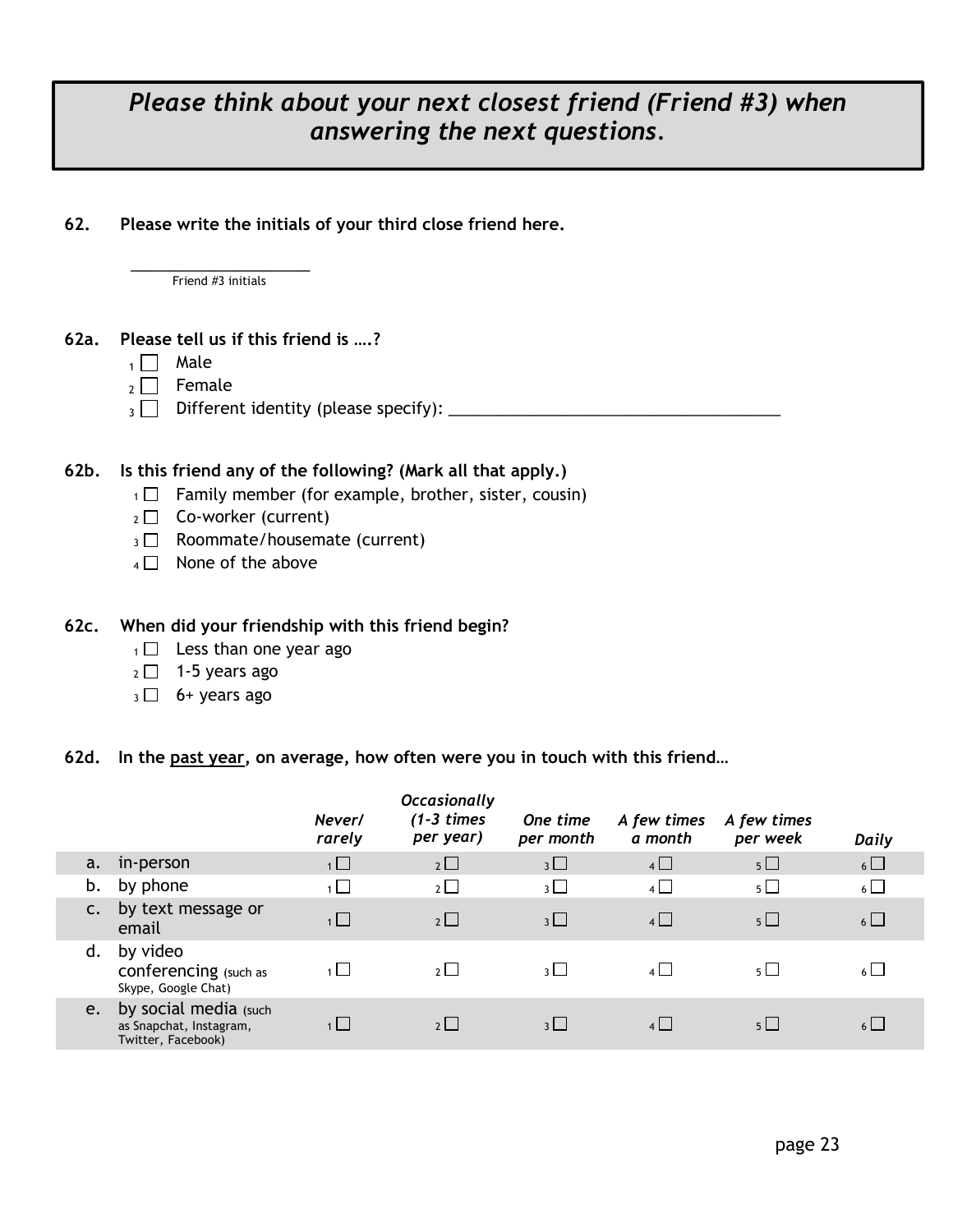*Please think about your next closest friend (Friend #3) when answering the next questions.*

**62. Please write the initials of your third close friend here.**

\_\_\_\_\_\_\_\_\_\_\_\_\_\_\_\_\_\_\_\_
Friend #3 initials

**62a. Please tell us if this friend is ….?**

- 1 ☐ Male
- 2 ☐ Female
- 3 ☐ Different identity (please specify): \_\_\_\_\_\_\_\_\_\_\_\_\_\_\_\_\_\_\_\_\_\_\_\_\_\_\_\_\_\_\_\_\_\_\_\_

**62b. Is this friend any of the following? (Mark all that apply.)**

- 1 ☐ Family member (for example, brother, sister, cousin)
- 2 ☐ Co-worker (current)
- 3 ☐ Roommate/housemate (current)
- 4 ☐ None of the above

**62c. When did your friendship with this friend begin?**

- 1 ☐ Less than one year ago
- 2 ☐ 1-5 years ago
- 3 ☐ 6+ years ago

**62d. In the past year, on average, how often were you in touch with this friend…**

| | | *Never/ rarely* | *Occasionally (1-3 times per year)* | *One time per month* | *A few times a month* | *A few times per week* | *Daily* |
|---|---|---|---|---|---|---|---|
| a. | in-person | 1 ☐ | 2 ☐ | 3 ☐ | 4 ☐ | 5 ☐ | 6 ☐ |
| b. | by phone | 1 ☐ | 2 ☐ | 3 ☐ | 4 ☐ | 5 ☐ | 6 ☐ |
| c. | by text message or email | 1 ☐ | 2 ☐ | 3 ☐ | 4 ☐ | 5 ☐ | 6 ☐ |
| d. | by video conferencing (such as Skype, Google Chat) | 1 ☐ | 2 ☐ | 3 ☐ | 4 ☐ | 5 ☐ | 6 ☐ |
| e. | by social media (such as Snapchat, Instagram, Twitter, Facebook) | 1 ☐ | 2 ☐ | 3 ☐ | 4 ☐ | 5 ☐ | 6 ☐ |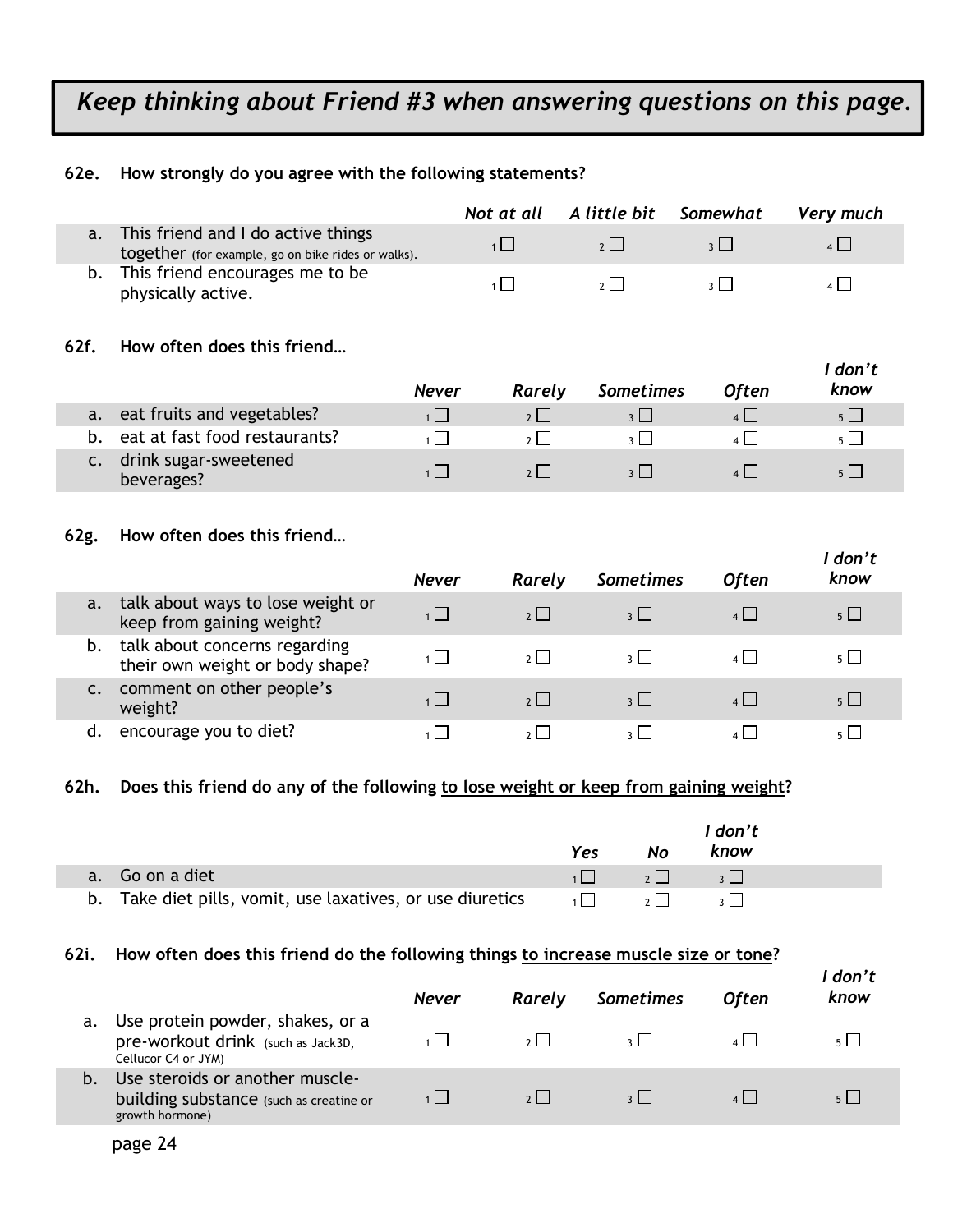## *Keep thinking about Friend #3 when answering questions on this page.*

**62e. How strongly do you agree with the following statements?**

| | *Not at all* | *A little bit* | *Somewhat* | *Very much* |
|---|---|---|---|---|
| a. This friend and I do active things together (for example, go on bike rides or walks). | 1 ☐ | 2 ☐ | 3 ☐ | 4 ☐ |
| b. This friend encourages me to be physically active. | 1 ☐ | 2 ☐ | 3 ☐ | 4 ☐ |

**62f. How often does this friend…**

| | *Never* | *Rarely* | *Sometimes* | *Often* | *I don't know* |
|---|---|---|---|---|---|
| a. eat fruits and vegetables? | 1 ☐ | 2 ☐ | 3 ☐ | 4 ☐ | 5 ☐ |
| b. eat at fast food restaurants? | 1 ☐ | 2 ☐ | 3 ☐ | 4 ☐ | 5 ☐ |
| c. drink sugar-sweetened beverages? | 1 ☐ | 2 ☐ | 3 ☐ | 4 ☐ | 5 ☐ |

**62g. How often does this friend…**

| | *Never* | *Rarely* | *Sometimes* | *Often* | *I don't know* |
|---|---|---|---|---|---|
| a. talk about ways to lose weight or keep from gaining weight? | 1 ☐ | 2 ☐ | 3 ☐ | 4 ☐ | 5 ☐ |
| b. talk about concerns regarding their own weight or body shape? | 1 ☐ | 2 ☐ | 3 ☐ | 4 ☐ | 5 ☐ |
| c. comment on other people's weight? | 1 ☐ | 2 ☐ | 3 ☐ | 4 ☐ | 5 ☐ |
| d. encourage you to diet? | 1 ☐ | 2 ☐ | 3 ☐ | 4 ☐ | 5 ☐ |

**62h. Does this friend do any of the following <u>to lose weight or keep from gaining weight</u>?**

| | *Yes* | *No* | *I don't know* |
|---|---|---|---|
| a. Go on a diet | 1 ☐ | 2 ☐ | 3 ☐ |
| b. Take diet pills, vomit, use laxatives, or use diuretics | 1 ☐ | 2 ☐ | 3 ☐ |

**62i. How often does this friend do the following things <u>to increase muscle size or tone</u>?**

| | *Never* | *Rarely* | *Sometimes* | *Often* | *I don't know* |
|---|---|---|---|---|---|
| a. Use protein powder, shakes, or a pre-workout drink (such as Jack3D, Cellucor C4 or JYM) | 1 ☐ | 2 ☐ | 3 ☐ | 4 ☐ | 5 ☐ |
| b. Use steroids or another muscle-building substance (such as creatine or growth hormone) | 1 ☐ | 2 ☐ | 3 ☐ | 4 ☐ | 5 ☐ |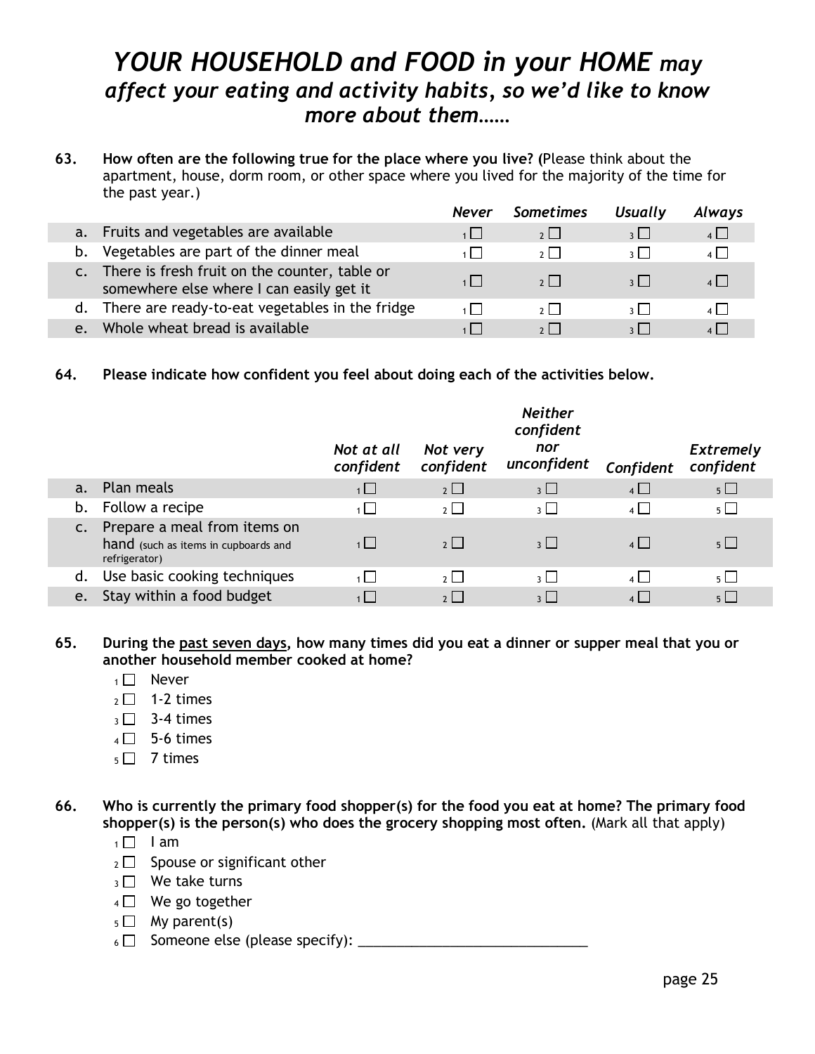# *YOUR HOUSEHOLD and FOOD in your HOME may affect your eating and activity habits, so we'd like to know more about them……*

**63. How often are the following true for the place where you live?** (Please think about the apartment, house, dorm room, or other space where you lived for the majority of the time for the past year.)

| | | *Never* | *Sometimes* | *Usually* | *Always* |
|---|---|---|---|---|---|
| a. | Fruits and vegetables are available | 1 ☐ | 2 ☐ | 3 ☐ | 4 ☐ |
| b. | Vegetables are part of the dinner meal | 1 ☐ | 2 ☐ | 3 ☐ | 4 ☐ |
| c. | There is fresh fruit on the counter, table or somewhere else where I can easily get it | 1 ☐ | 2 ☐ | 3 ☐ | 4 ☐ |
| d. | There are ready-to-eat vegetables in the fridge | 1 ☐ | 2 ☐ | 3 ☐ | 4 ☐ |
| e. | Whole wheat bread is available | 1 ☐ | 2 ☐ | 3 ☐ | 4 ☐ |

**64. Please indicate how confident you feel about doing each of the activities below.**

| | | *Not at all confident* | *Not very confident* | *Neither confident nor unconfident* | *Confident* | *Extremely confident* |
|---|---|---|---|---|---|---|
| a. | Plan meals | 1 ☐ | 2 ☐ | 3 ☐ | 4 ☐ | 5 ☐ |
| b. | Follow a recipe | 1 ☐ | 2 ☐ | 3 ☐ | 4 ☐ | 5 ☐ |
| c. | Prepare a meal from items on hand (such as items in cupboards and refrigerator) | 1 ☐ | 2 ☐ | 3 ☐ | 4 ☐ | 5 ☐ |
| d. | Use basic cooking techniques | 1 ☐ | 2 ☐ | 3 ☐ | 4 ☐ | 5 ☐ |
| e. | Stay within a food budget | 1 ☐ | 2 ☐ | 3 ☐ | 4 ☐ | 5 ☐ |

**65. During the past seven days, how many times did you eat a dinner or supper meal that you or another household member cooked at home?**

- 1 ☐ Never
- 2 ☐ 1-2 times
- 3 ☐ 3-4 times
- 4 ☐ 5-6 times
- 5 ☐ 7 times

**66. Who is currently the primary food shopper(s) for the food you eat at home? The primary food shopper(s) is the person(s) who does the grocery shopping most often.** (Mark all that apply)

- 1 ☐ I am
- 2 ☐ Spouse or significant other
- 3 ☐ We take turns
- 4 ☐ We go together
- 5 ☐ My parent(s)
- 6 ☐ Someone else (please specify): ______________________________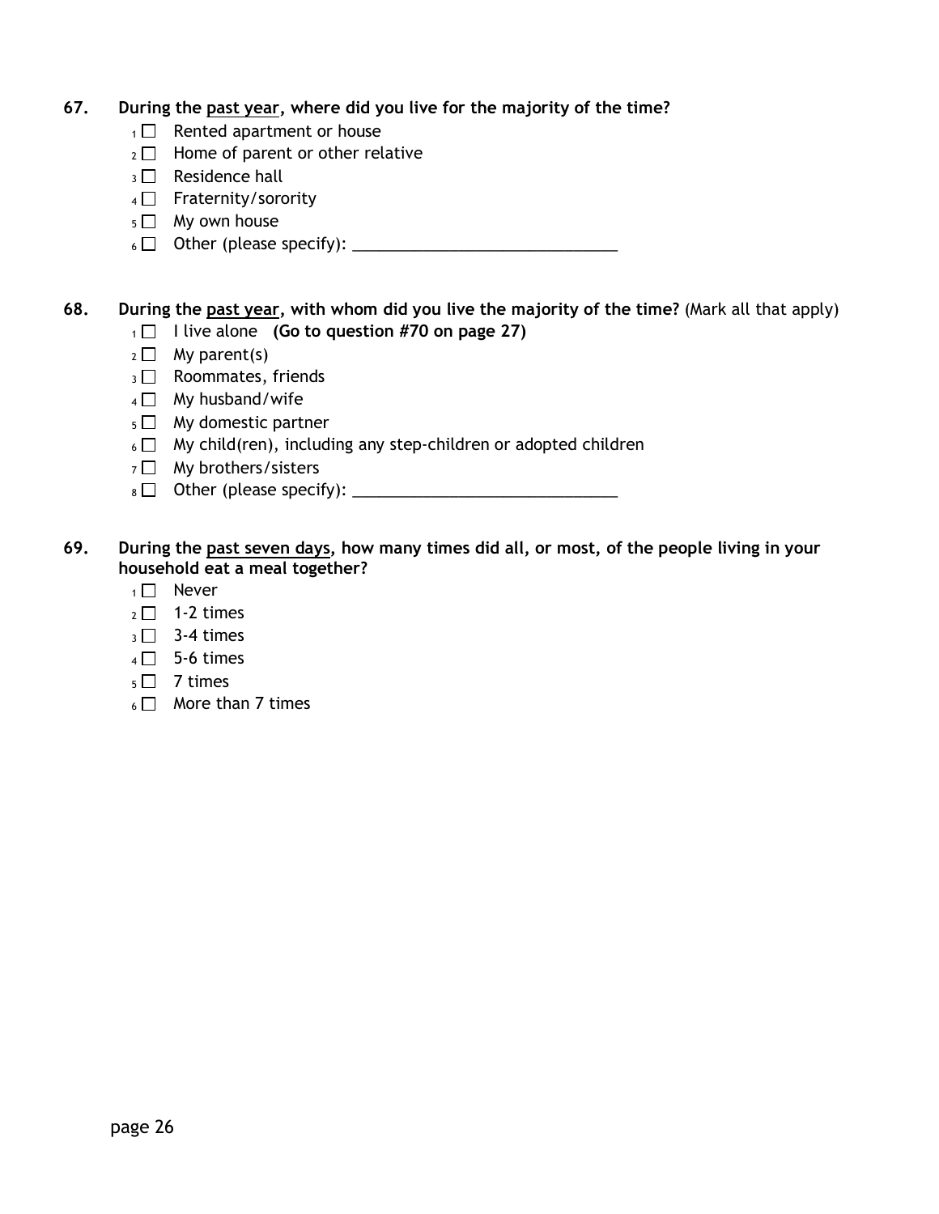**67.** **During the <u>past year</u>, where did you live for the majority of the time?**

- 1 ☐ Rented apartment or house
- 2 ☐ Home of parent or other relative
- 3 ☐ Residence hall
- 4 ☐ Fraternity/sorority
- 5 ☐ My own house
- 6 ☐ Other (please specify): ______________________________

**68.** **During the <u>past year</u>, with whom did you live the majority of the time?** (Mark all that apply)

- 1 ☐ I live alone **(Go to question #70 on page 27)**
- 2 ☐ My parent(s)
- 3 ☐ Roommates, friends
- 4 ☐ My husband/wife
- 5 ☐ My domestic partner
- 6 ☐ My child(ren), including any step-children or adopted children
- 7 ☐ My brothers/sisters
- 8 ☐ Other (please specify): ______________________________

**69.** **During the <u>past seven days</u>, how many times did all, or most, of the people living in your household eat a meal together?**

- 1 ☐ Never
- 2 ☐ 1-2 times
- 3 ☐ 3-4 times
- 4 ☐ 5-6 times
- 5 ☐ 7 times
- 6 ☐ More than 7 times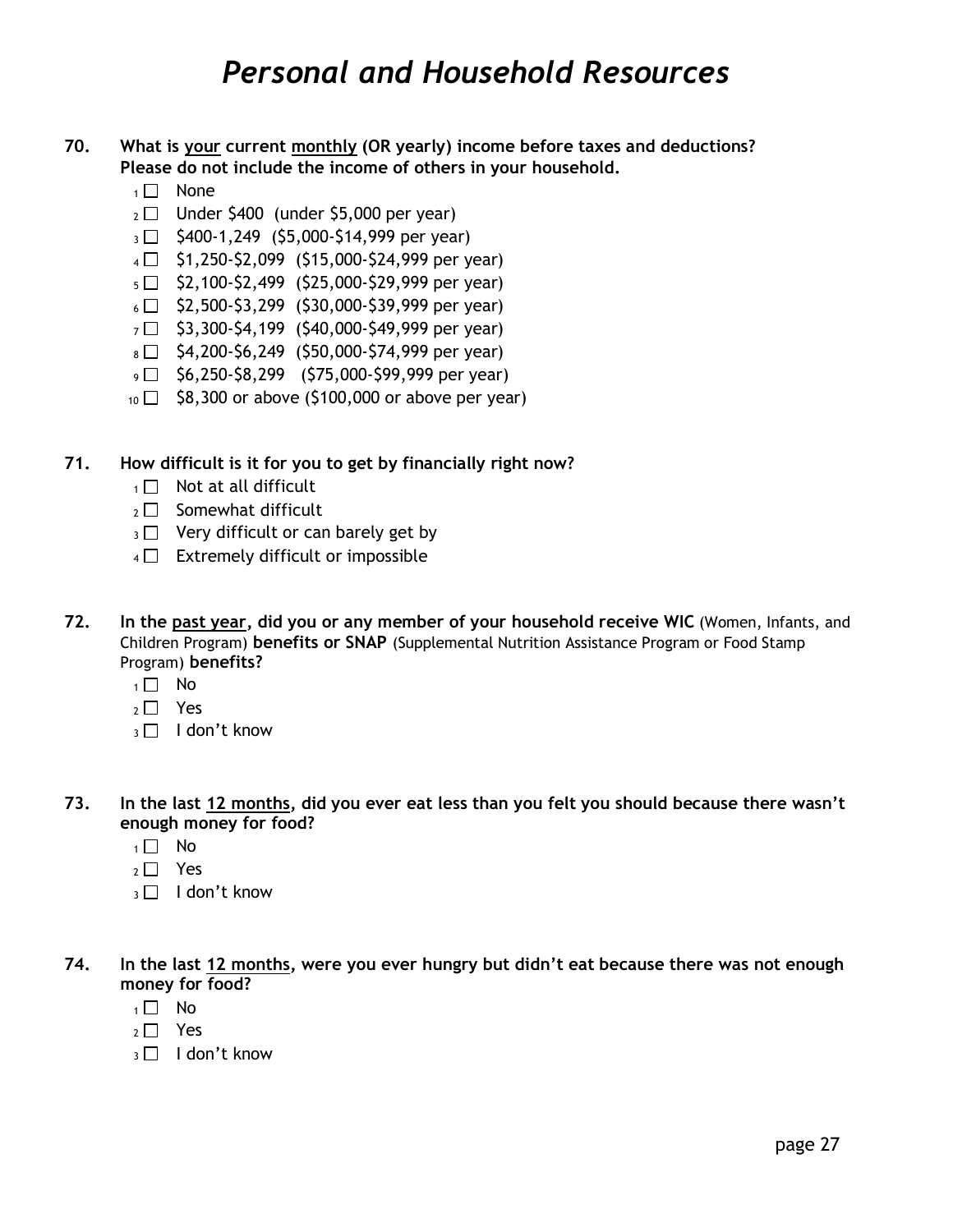# *Personal and Household Resources*

**70. What is <u>your</u> current <u>monthly</u> (OR yearly) income before taxes and deductions? Please do not include the income of others in your household.**

- 1 ☐ None
- 2 ☐ Under $400 (under $5,000 per year)
- 3 ☐ $400-1,249 ($5,000-$14,999 per year)
- 4 ☐ $1,250-$2,099 ($15,000-$24,999 per year)
- 5 ☐ $2,100-$2,499 ($25,000-$29,999 per year)
- 6 ☐ $2,500-$3,299 ($30,000-$39,999 per year)
- 7 ☐ $3,300-$4,199 ($40,000-$49,999 per year)
- 8 ☐ $4,200-$6,249 ($50,000-$74,999 per year)
- 9 ☐ $6,250-$8,299 ($75,000-$99,999 per year)
- 10 ☐ $8,300 or above ($100,000 or above per year)

**71. How difficult is it for you to get by financially right now?**

- 1 ☐ Not at all difficult
- 2 ☐ Somewhat difficult
- 3 ☐ Very difficult or can barely get by
- 4 ☐ Extremely difficult or impossible

**72. In the <u>past year</u>, did you or any member of your household receive WIC** (Women, Infants, and Children Program) **benefits or SNAP** (Supplemental Nutrition Assistance Program or Food Stamp Program) **benefits?**

- 1 ☐ No
- 2 ☐ Yes
- 3 ☐ I don't know

**73. In the last <u>12 months</u>, did you ever eat less than you felt you should because there wasn't enough money for food?**

- 1 ☐ No
- 2 ☐ Yes
- 3 ☐ I don't know

**74. In the last <u>12 months</u>, were you ever hungry but didn't eat because there was not enough money for food?**

- 1 ☐ No
- 2 ☐ Yes
- 3 ☐ I don't know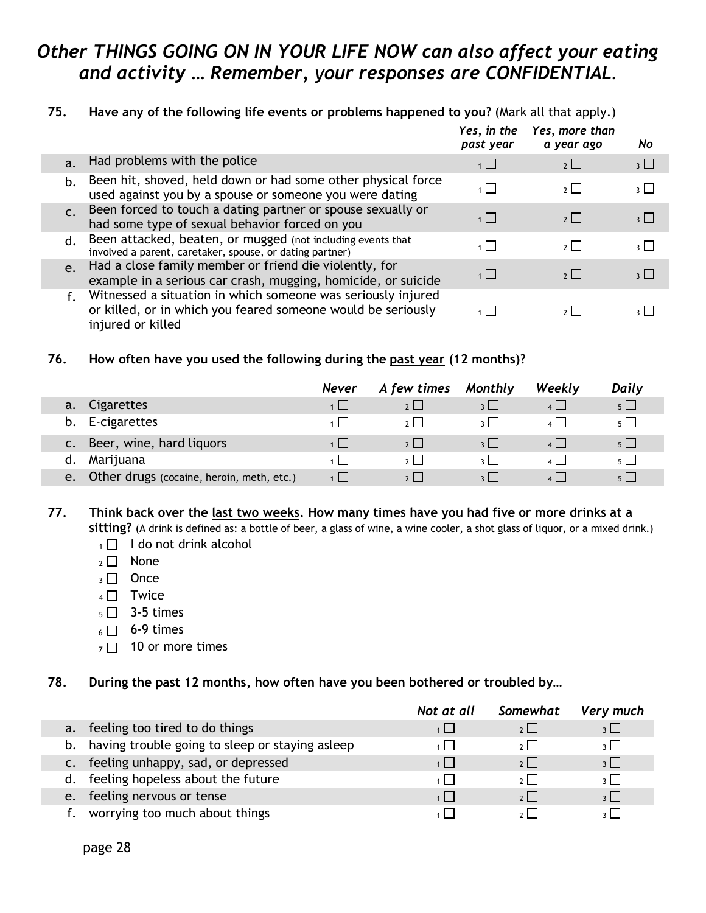## *Other THINGS GOING ON IN YOUR LIFE NOW can also affect your eating and activity … Remember, your responses are CONFIDENTIAL.*

**75. Have any of the following life events or problems happened to you?** (Mark all that apply.)

| | | *Yes, in the past year* | *Yes, more than a year ago* | *No* |
|---|---|---|---|---|
| a. | Had problems with the police | 1 ☐ | 2 ☐ | 3 ☐ |
| b. | Been hit, shoved, held down or had some other physical force used against you by a spouse or someone you were dating | 1 ☐ | 2 ☐ | 3 ☐ |
| c. | Been forced to touch a dating partner or spouse sexually or had some type of sexual behavior forced on you | 1 ☐ | 2 ☐ | 3 ☐ |
| d. | Been attacked, beaten, or mugged (not including events that involved a parent, caretaker, spouse, or dating partner) | 1 ☐ | 2 ☐ | 3 ☐ |
| e. | Had a close family member or friend die violently, for example in a serious car crash, mugging, homicide, or suicide | 1 ☐ | 2 ☐ | 3 ☐ |
| f. | Witnessed a situation in which someone was seriously injured or killed, or in which you feared someone would be seriously injured or killed | 1 ☐ | 2 ☐ | 3 ☐ |

**76. How often have you used the following during the past year (12 months)?**

| | | *Never* | *A few times* | *Monthly* | *Weekly* | *Daily* |
|---|---|---|---|---|---|---|
| a. | Cigarettes | 1 ☐ | 2 ☐ | 3 ☐ | 4 ☐ | 5 ☐ |
| b. | E-cigarettes | 1 ☐ | 2 ☐ | 3 ☐ | 4 ☐ | 5 ☐ |
| c. | Beer, wine, hard liquors | 1 ☐ | 2 ☐ | 3 ☐ | 4 ☐ | 5 ☐ |
| d. | Marijuana | 1 ☐ | 2 ☐ | 3 ☐ | 4 ☐ | 5 ☐ |
| e. | Other drugs (cocaine, heroin, meth, etc.) | 1 ☐ | 2 ☐ | 3 ☐ | 4 ☐ | 5 ☐ |

**77. Think back over the last two weeks. How many times have you had five or more drinks at a sitting?** (A drink is defined as: a bottle of beer, a glass of wine, a wine cooler, a shot glass of liquor, or a mixed drink.)

- 1 ☐ I do not drink alcohol
- 2 ☐ None
- 3 ☐ Once
- 4 ☐ Twice
- 5 ☐ 3-5 times
- 6 ☐ 6-9 times
- 7 ☐ 10 or more times

**78. During the past 12 months, how often have you been bothered or troubled by…**

| | | *Not at all* | *Somewhat* | *Very much* |
|---|---|---|---|---|
| a. | feeling too tired to do things | 1 ☐ | 2 ☐ | 3 ☐ |
| b. | having trouble going to sleep or staying asleep | 1 ☐ | 2 ☐ | 3 ☐ |
| c. | feeling unhappy, sad, or depressed | 1 ☐ | 2 ☐ | 3 ☐ |
| d. | feeling hopeless about the future | 1 ☐ | 2 ☐ | 3 ☐ |
| e. | feeling nervous or tense | 1 ☐ | 2 ☐ | 3 ☐ |
| f. | worrying too much about things | 1 ☐ | 2 ☐ | 3 ☐ |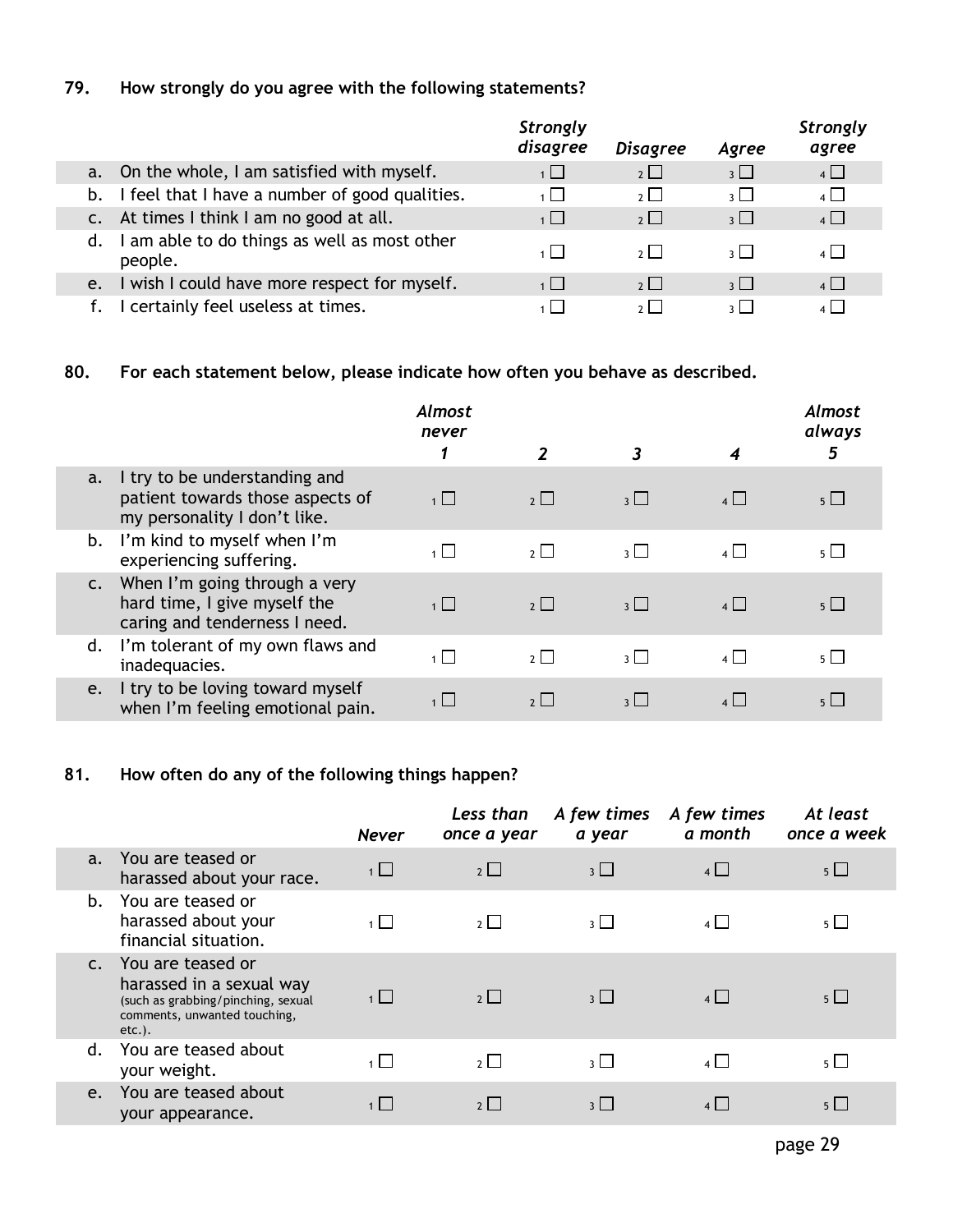**79. How strongly do you agree with the following statements?**

| | | *Strongly disagree* | *Disagree* | *Agree* | *Strongly agree* |
|---|---|---|---|---|---|
| a. | On the whole, I am satisfied with myself. | 1 ☐ | 2 ☐ | 3 ☐ | 4 ☐ |
| b. | I feel that I have a number of good qualities. | 1 ☐ | 2 ☐ | 3 ☐ | 4 ☐ |
| c. | At times I think I am no good at all. | 1 ☐ | 2 ☐ | 3 ☐ | 4 ☐ |
| d. | I am able to do things as well as most other people. | 1 ☐ | 2 ☐ | 3 ☐ | 4 ☐ |
| e. | I wish I could have more respect for myself. | 1 ☐ | 2 ☐ | 3 ☐ | 4 ☐ |
| f. | I certainly feel useless at times. | 1 ☐ | 2 ☐ | 3 ☐ | 4 ☐ |

**80. For each statement below, please indicate how often you behave as described.**

| | | *Almost never* 1 | 2 | 3 | 4 | *Almost always* 5 |
|---|---|---|---|---|---|---|
| a. | I try to be understanding and patient towards those aspects of my personality I don't like. | 1 ☐ | 2 ☐ | 3 ☐ | 4 ☐ | 5 ☐ |
| b. | I'm kind to myself when I'm experiencing suffering. | 1 ☐ | 2 ☐ | 3 ☐ | 4 ☐ | 5 ☐ |
| c. | When I'm going through a very hard time, I give myself the caring and tenderness I need. | 1 ☐ | 2 ☐ | 3 ☐ | 4 ☐ | 5 ☐ |
| d. | I'm tolerant of my own flaws and inadequacies. | 1 ☐ | 2 ☐ | 3 ☐ | 4 ☐ | 5 ☐ |
| e. | I try to be loving toward myself when I'm feeling emotional pain. | 1 ☐ | 2 ☐ | 3 ☐ | 4 ☐ | 5 ☐ |

**81. How often do any of the following things happen?**

| | | *Never* | *Less than once a year* | *A few times a year* | *A few times a month* | *At least once a week* |
|---|---|---|---|---|---|---|
| a. | You are teased or harassed about your race. | 1 ☐ | 2 ☐ | 3 ☐ | 4 ☐ | 5 ☐ |
| b. | You are teased or harassed about your financial situation. | 1 ☐ | 2 ☐ | 3 ☐ | 4 ☐ | 5 ☐ |
| c. | You are teased or harassed in a sexual way (such as grabbing/pinching, sexual comments, unwanted touching, etc.). | 1 ☐ | 2 ☐ | 3 ☐ | 4 ☐ | 5 ☐ |
| d. | You are teased about your weight. | 1 ☐ | 2 ☐ | 3 ☐ | 4 ☐ | 5 ☐ |
| e. | You are teased about your appearance. | 1 ☐ | 2 ☐ | 3 ☐ | 4 ☐ | 5 ☐ |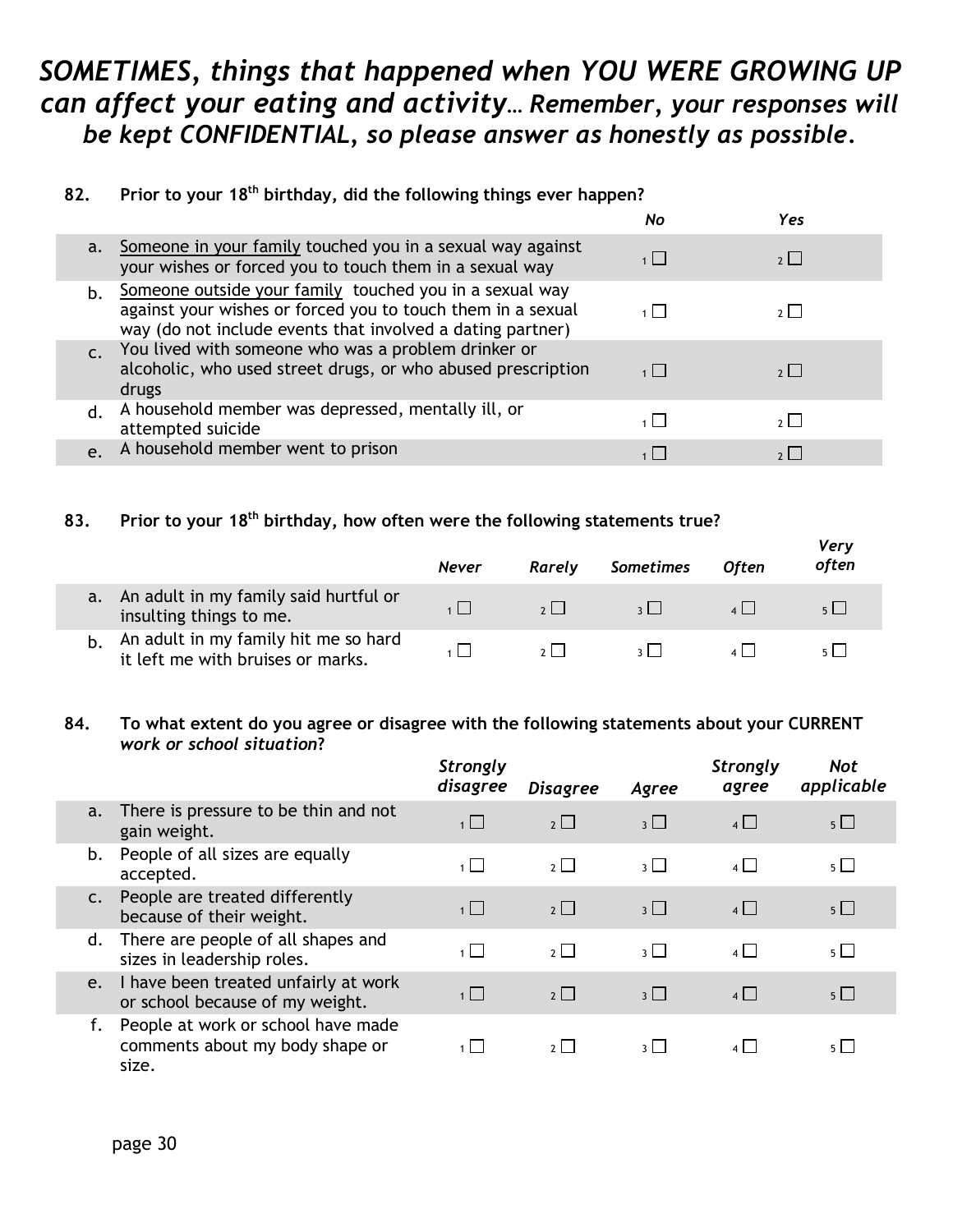# *SOMETIMES, things that happened when YOU WERE GROWING UP can affect your eating and activity… Remember, your responses will be kept CONFIDENTIAL, so please answer as honestly as possible.*

**82. Prior to your 18th birthday, did the following things ever happen?**

| | | *No* | *Yes* |
|---|---|---|---|
| a. | <u>Someone in your family</u> touched you in a sexual way against your wishes or forced you to touch them in a sexual way | 1 ☐ | 2 ☐ |
| b. | <u>Someone outside your family</u> touched you in a sexual way against your wishes or forced you to touch them in a sexual way (do not include events that involved a dating partner) | 1 ☐ | 2 ☐ |
| c. | You lived with someone who was a problem drinker or alcoholic, who used street drugs, or who abused prescription drugs | 1 ☐ | 2 ☐ |
| d. | A household member was depressed, mentally ill, or attempted suicide | 1 ☐ | 2 ☐ |
| e. | A household member went to prison | 1 ☐ | 2 ☐ |

**83. Prior to your 18th birthday, how often were the following statements true?**

| | | *Never* | *Rarely* | *Sometimes* | *Often* | *Very often* |
|---|---|---|---|---|---|---|
| a. | An adult in my family said hurtful or insulting things to me. | 1 ☐ | 2 ☐ | 3 ☐ | 4 ☐ | 5 ☐ |
| b. | An adult in my family hit me so hard it left me with bruises or marks. | 1 ☐ | 2 ☐ | 3 ☐ | 4 ☐ | 5 ☐ |

**84. To what extent do you agree or disagree with the following statements about your CURRENT *work or school situation*?**

| | | *Strongly disagree* | *Disagree* | *Agree* | *Strongly agree* | *Not applicable* |
|---|---|---|---|---|---|---|
| a. | There is pressure to be thin and not gain weight. | 1 ☐ | 2 ☐ | 3 ☐ | 4 ☐ | 5 ☐ |
| b. | People of all sizes are equally accepted. | 1 ☐ | 2 ☐ | 3 ☐ | 4 ☐ | 5 ☐ |
| c. | People are treated differently because of their weight. | 1 ☐ | 2 ☐ | 3 ☐ | 4 ☐ | 5 ☐ |
| d. | There are people of all shapes and sizes in leadership roles. | 1 ☐ | 2 ☐ | 3 ☐ | 4 ☐ | 5 ☐ |
| e. | I have been treated unfairly at work or school because of my weight. | 1 ☐ | 2 ☐ | 3 ☐ | 4 ☐ | 5 ☐ |
| f. | People at work or school have made comments about my body shape or size. | 1 ☐ | 2 ☐ | 3 ☐ | 4 ☐ | 5 ☐ |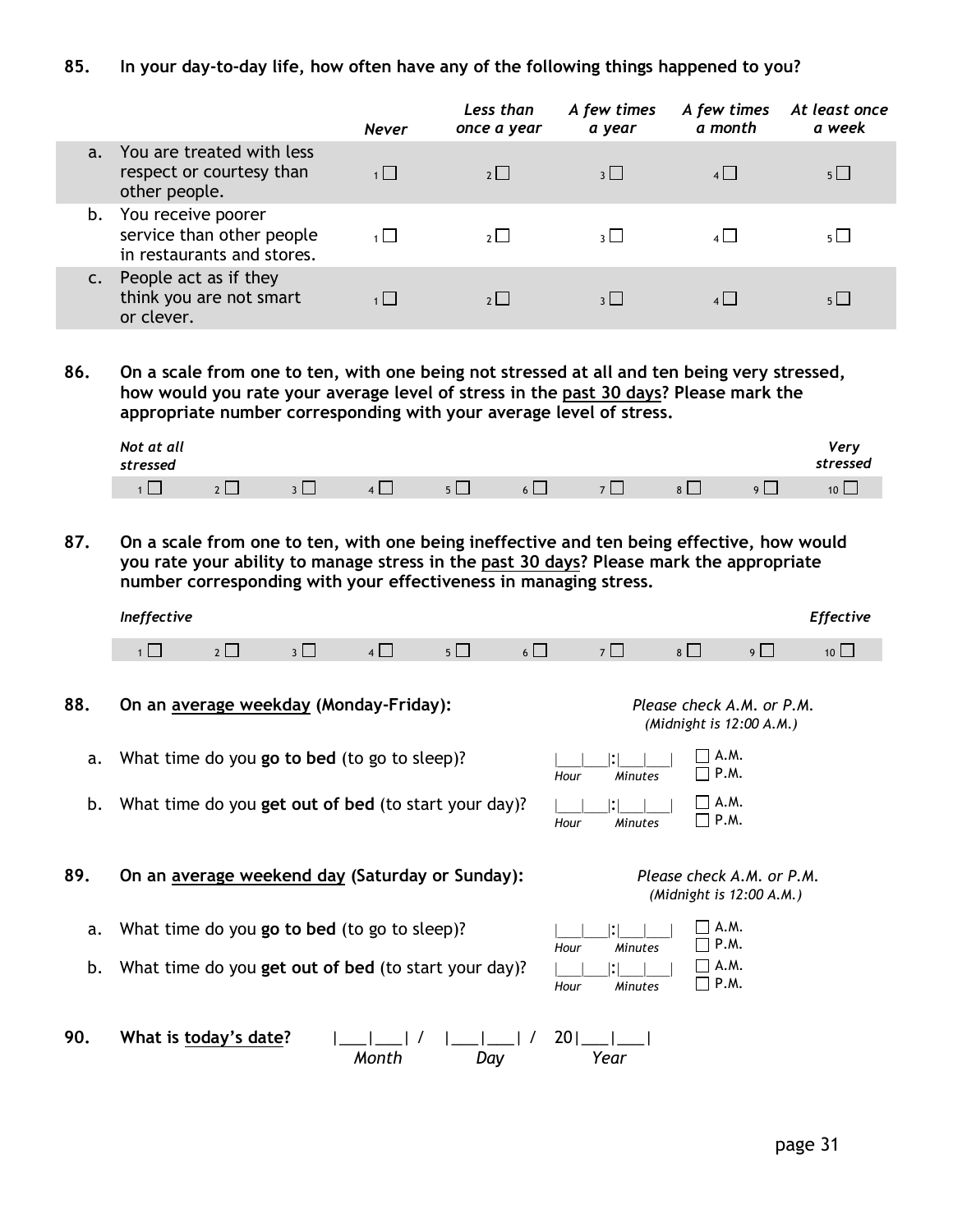**85. In your day-to-day life, how often have any of the following things happened to you?**

| | | *Never* | *Less than once a year* | *A few times a year* | *A few times a month* | *At least once a week* |
|---|---|---|---|---|---|---|
| a. | You are treated with less respect or courtesy than other people. | 1 ☐ | 2 ☐ | 3 ☐ | 4 ☐ | 5 ☐ |
| b. | You receive poorer service than other people in restaurants and stores. | 1 ☐ | 2 ☐ | 3 ☐ | 4 ☐ | 5 ☐ |
| c. | People act as if they think you are not smart or clever. | 1 ☐ | 2 ☐ | 3 ☐ | 4 ☐ | 5 ☐ |

**86. On a scale from one to ten, with one being not stressed at all and ten being very stressed, how would you rate your average level of stress in the past 30 days? Please mark the appropriate number corresponding with your average level of stress.**

| *Not at all stressed* | | | | | | | | | *Very stressed* |
|---|---|---|---|---|---|---|---|---|---|
| 1 ☐ | 2 ☐ | 3 ☐ | 4 ☐ | 5 ☐ | 6 ☐ | 7 ☐ | 8 ☐ | 9 ☐ | 10 ☐ |

**87. On a scale from one to ten, with one being ineffective and ten being effective, how would you rate your ability to manage stress in the past 30 days? Please mark the appropriate number corresponding with your effectiveness in managing stress.**

| *Ineffective* | | | | | | | | | *Effective* |
|---|---|---|---|---|---|---|---|---|---|
| 1 ☐ | 2 ☐ | 3 ☐ | 4 ☐ | 5 ☐ | 6 ☐ | 7 ☐ | 8 ☐ | 9 ☐ | 10 ☐ |

**88. On an average weekday (Monday-Friday):**

*Please check A.M. or P.M. (Midnight is 12:00 A.M.)*

a. What time do you **go to bed** (to go to sleep)? |___|___|:|___|___| *Hour* *Minutes* ☐ A.M. ☐ P.M.

b. What time do you **get out of bed** (to start your day)? |___|___|:|___|___| *Hour* *Minutes* ☐ A.M. ☐ P.M.

**89. On an average weekend day (Saturday or Sunday):**

*Please check A.M. or P.M. (Midnight is 12:00 A.M.)*

a. What time do you **go to bed** (to go to sleep)? |___|___|:|___|___| *Hour* *Minutes* ☐ A.M. ☐ P.M.

b. What time do you **get out of bed** (to start your day)? |___|___|:|___|___| *Hour* *Minutes* ☐ A.M. ☐ P.M.

**90. What is today's date?** |___|___| / |___|___| / 20|___|___|

*Month* *Day* *Year*